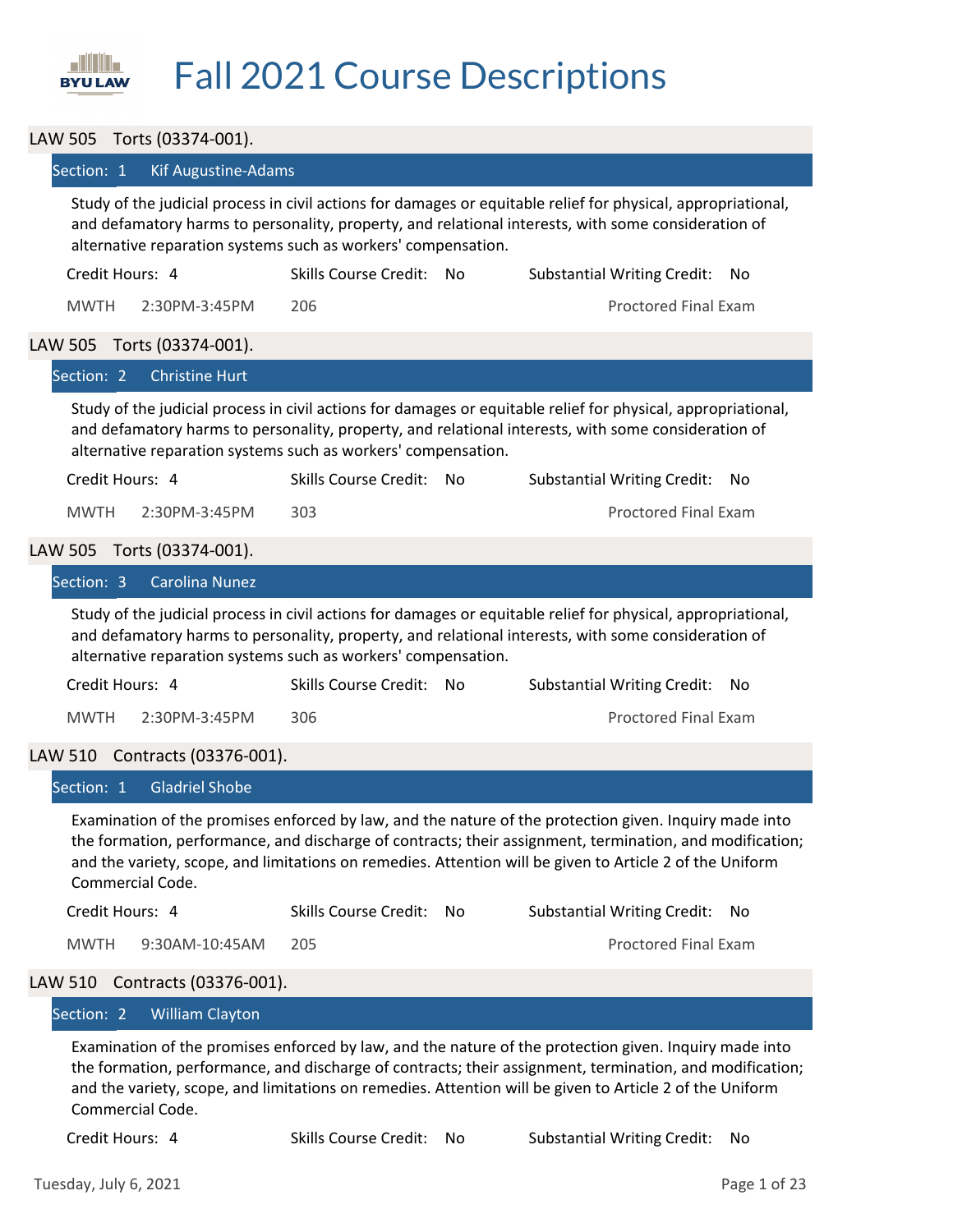# Fall 2021 Course Descriptions

## LAW 505 Torts (03374-001).

### Section: 1 Kif Augustine-Adams

Study of the judicial process in civil actions for damages or equitable relief for physical, appropriational, and defamatory harms to personality, property, and relational interests, with some consideration of alternative reparation systems such as workers' compensation.

Credit Hours: 4 | Skills Course Credit: No | Substantial Writing Credit: No

MWTH 2:30PM-3:45PM 206 — Proctored Final Exam

## LAW 505 Torts (03374-001).

### Section: 2 Christine Hurt

Study of the judicial process in civil actions for damages or equitable relief for physical, appropriational, and defamatory harms to personality, property, and relational interests, with some consideration of alternative reparation systems such as workers' compensation.

Credit Hours: 4 | Skills Course Credit: No | Substantial Writing Credit: No

MWTH 2:30PM-3:45PM 303 — Proctored Final Exam

## LAW 505 Torts (03374-001).

### Section: 3 Carolina Nunez

Study of the judicial process in civil actions for damages or equitable relief for physical, appropriational, and defamatory harms to personality, property, and relational interests, with some consideration of alternative reparation systems such as workers' compensation.

Credit Hours: 4 | Skills Course Credit: No | Substantial Writing Credit: No

MWTH 2:30PM-3:45PM 306 — Proctored Final Exam

## LAW 510 Contracts (03376-001).

### Section: 1 Gladriel Shobe

Examination of the promises enforced by law, and the nature of the protection given. Inquiry made into the formation, performance, and discharge of contracts; their assignment, termination, and modification; and the variety, scope, and limitations on remedies. Attention will be given to Article 2 of the Uniform Commercial Code.

Credit Hours: 4 | Skills Course Credit: No | Substantial Writing Credit: No

MWTH 9:30AM-10:45AM 205 — Proctored Final Exam

## LAW 510 Contracts (03376-001).

### Section: 2 William Clayton

Examination of the promises enforced by law, and the nature of the protection given. Inquiry made into the formation, performance, and discharge of contracts; their assignment, termination, and modification; and the variety, scope, and limitations on remedies. Attention will be given to Article 2 of the Uniform Commercial Code.

Credit Hours: 4 | Skills Course Credit: No | Substantial Writing Credit: No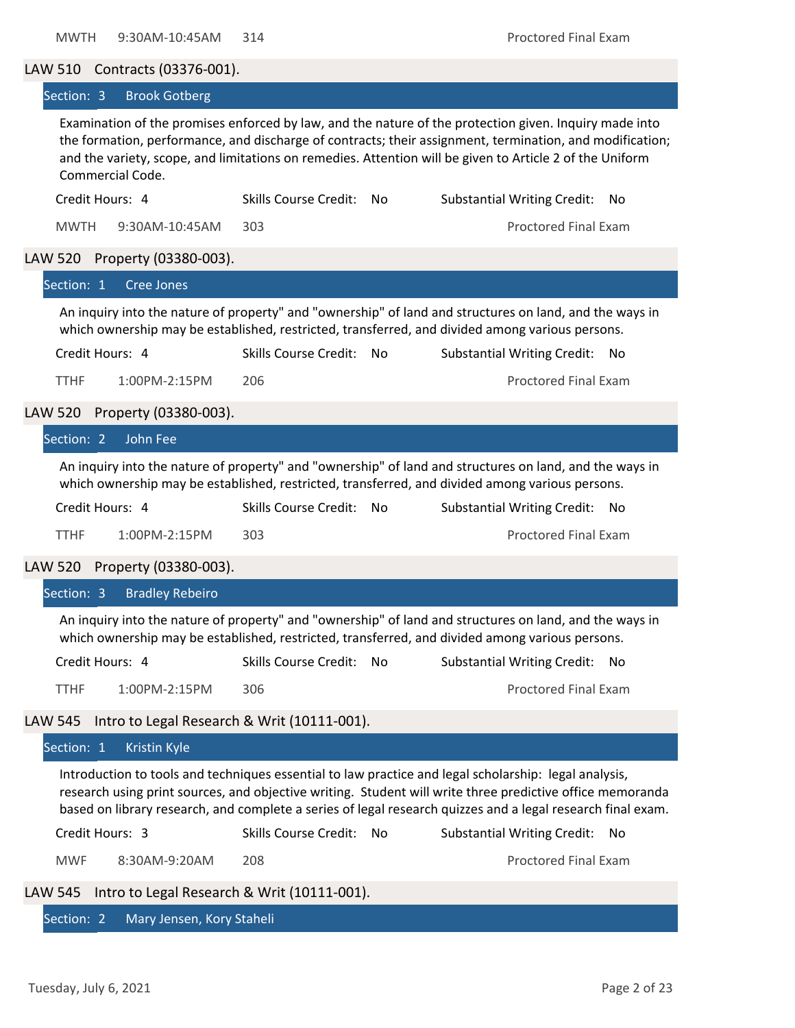MWTH 9:30AM-10:45AM 314 Proctored Final Exam

## LAW 510 Contracts (03376-001).

### Section: 3 Brook Gotberg

Examination of the promises enforced by law, and the nature of the protection given. Inquiry made into the formation, performance, and discharge of contracts; their assignment, termination, and modification; and the variety, scope, and limitations on remedies. Attention will be given to Article 2 of the Uniform Commercial Code.

Credit Hours: 4 | Skills Course Credit: No | Substantial Writing Credit: No

MWTH 9:30AM-10:45AM 303 Proctored Final Exam

## LAW 520 Property (03380-003).

### Section: 1 Cree Jones

An inquiry into the nature of property" and "ownership" of land and structures on land, and the ways in which ownership may be established, restricted, transferred, and divided among various persons.

Credit Hours: 4 | Skills Course Credit: No | Substantial Writing Credit: No

TTHF 1:00PM-2:15PM 206 Proctored Final Exam

## LAW 520 Property (03380-003).

### Section: 2 John Fee

An inquiry into the nature of property" and "ownership" of land and structures on land, and the ways in which ownership may be established, restricted, transferred, and divided among various persons.

Credit Hours: 4 | Skills Course Credit: No | Substantial Writing Credit: No

TTHF 1:00PM-2:15PM 303 Proctored Final Exam

## LAW 520 Property (03380-003).

### Section: 3 Bradley Rebeiro

An inquiry into the nature of property" and "ownership" of land and structures on land, and the ways in which ownership may be established, restricted, transferred, and divided among various persons.

Credit Hours: 4 | Skills Course Credit: No | Substantial Writing Credit: No

TTHF 1:00PM-2:15PM 306 Proctored Final Exam

## LAW 545 Intro to Legal Research & Writ (10111-001).

### Section: 1 Kristin Kyle

Introduction to tools and techniques essential to law practice and legal scholarship: legal analysis, research using print sources, and objective writing. Student will write three predictive office memoranda based on library research, and complete a series of legal research quizzes and a legal research final exam.

Credit Hours: 3 | Skills Course Credit: No | Substantial Writing Credit: No

MWF 8:30AM-9:20AM 208 Proctored Final Exam

## LAW 545 Intro to Legal Research & Writ (10111-001).

### Section: 2 Mary Jensen, Kory Staheli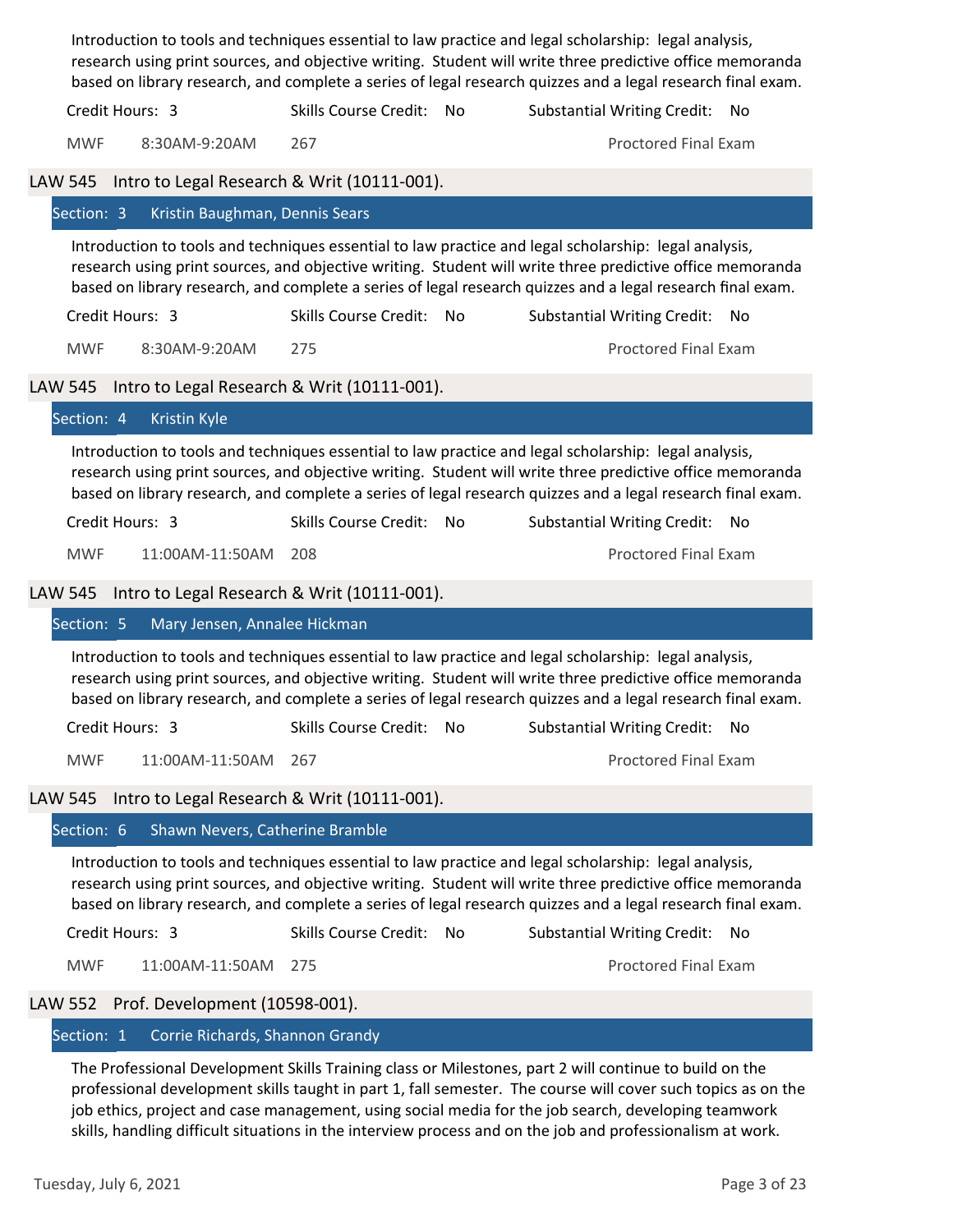Introduction to tools and techniques essential to law practice and legal scholarship: legal analysis, research using print sources, and objective writing. Student will write three predictive office memoranda based on library research, and complete a series of legal research quizzes and a legal research final exam.

Credit Hours: 3 | Skills Course Credit: No | Substantial Writing Credit: No

MWF 8:30AM-9:20AM 267 | Proctored Final Exam

## LAW 545 Intro to Legal Research & Writ (10111-001).

### Section: 3 Kristin Baughman, Dennis Sears

Introduction to tools and techniques essential to law practice and legal scholarship: legal analysis, research using print sources, and objective writing. Student will write three predictive office memoranda based on library research, and complete a series of legal research quizzes and a legal research final exam.

Credit Hours: 3 | Skills Course Credit: No | Substantial Writing Credit: No

MWF 8:30AM-9:20AM 275 | Proctored Final Exam

## LAW 545 Intro to Legal Research & Writ (10111-001).

### Section: 4 Kristin Kyle

Introduction to tools and techniques essential to law practice and legal scholarship: legal analysis, research using print sources, and objective writing. Student will write three predictive office memoranda based on library research, and complete a series of legal research quizzes and a legal research final exam.

Credit Hours: 3 | Skills Course Credit: No | Substantial Writing Credit: No

MWF 11:00AM-11:50AM 208 | Proctored Final Exam

## LAW 545 Intro to Legal Research & Writ (10111-001).

### Section: 5 Mary Jensen, Annalee Hickman

Introduction to tools and techniques essential to law practice and legal scholarship: legal analysis, research using print sources, and objective writing. Student will write three predictive office memoranda based on library research, and complete a series of legal research quizzes and a legal research final exam.

Credit Hours: 3 | Skills Course Credit: No | Substantial Writing Credit: No

MWF 11:00AM-11:50AM 267 | Proctored Final Exam

## LAW 545 Intro to Legal Research & Writ (10111-001).

### Section: 6 Shawn Nevers, Catherine Bramble

Introduction to tools and techniques essential to law practice and legal scholarship: legal analysis, research using print sources, and objective writing. Student will write three predictive office memoranda based on library research, and complete a series of legal research quizzes and a legal research final exam.

Credit Hours: 3 | Skills Course Credit: No | Substantial Writing Credit: No

MWF 11:00AM-11:50AM 275 | Proctored Final Exam

## LAW 552 Prof. Development (10598-001).

### Section: 1 Corrie Richards, Shannon Grandy

The Professional Development Skills Training class or Milestones, part 2 will continue to build on the professional development skills taught in part 1, fall semester. The course will cover such topics as on the job ethics, project and case management, using social media for the job search, developing teamwork skills, handling difficult situations in the interview process and on the job and professionalism at work.

Tuesday, July 6, 2021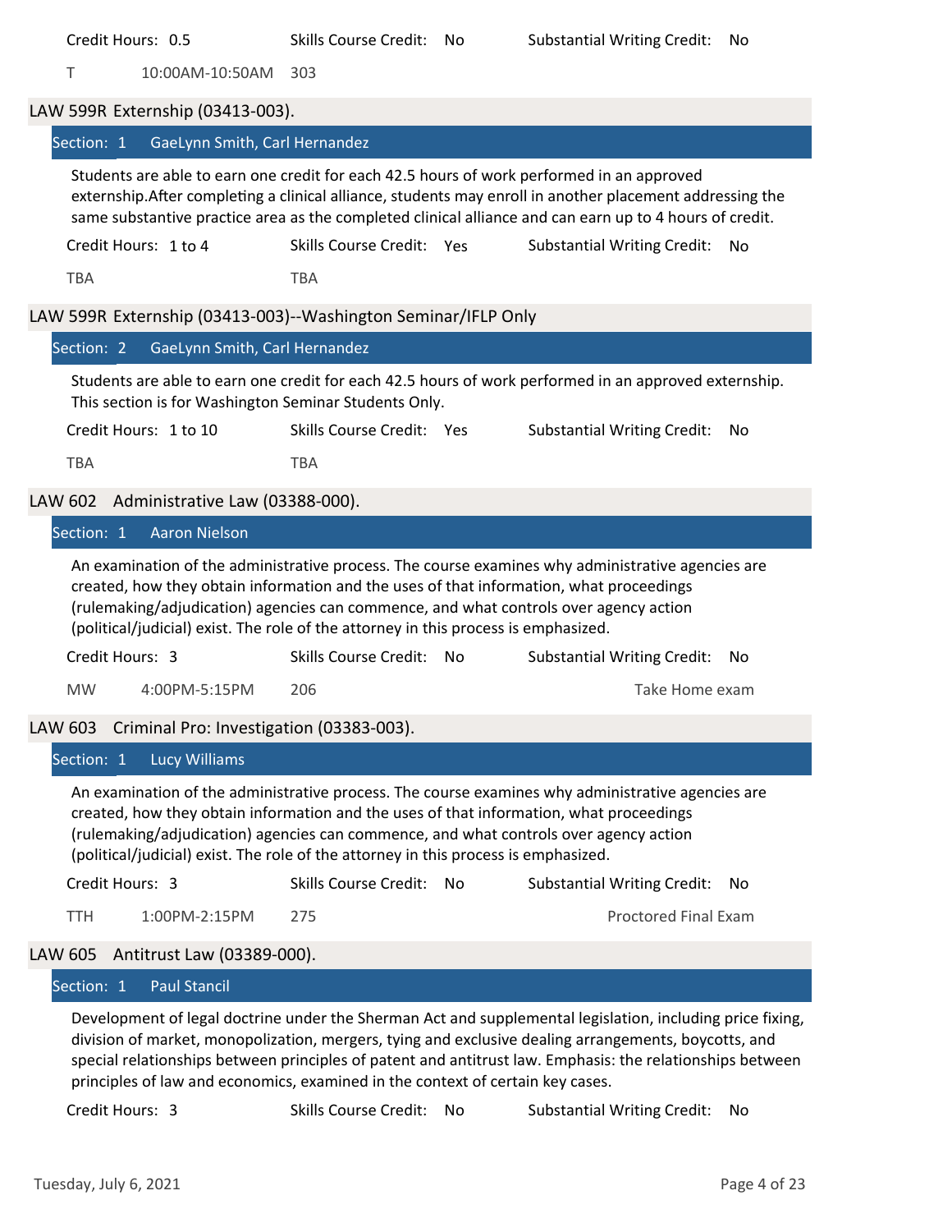Credit Hours: 0.5 | Skills Course Credit: No | Substantial Writing Credit: No

T 10:00AM-10:50AM 303

## LAW 599R Externship (03413-003).

### Section: 1 GaeLynn Smith, Carl Hernandez

Students are able to earn one credit for each 42.5 hours of work performed in an approved externship.After completing a clinical alliance, students may enroll in another placement addressing the same substantive practice area as the completed clinical alliance and can earn up to 4 hours of credit.

Credit Hours: 1 to 4 | Skills Course Credit: Yes | Substantial Writing Credit: No

TBA TBA

## LAW 599R Externship (03413-003)--Washington Seminar/IFLP Only

### Section: 2 GaeLynn Smith, Carl Hernandez

Students are able to earn one credit for each 42.5 hours of work performed in an approved externship. This section is for Washington Seminar Students Only.

Credit Hours: 1 to 10 | Skills Course Credit: Yes | Substantial Writing Credit: No

TBA TBA

## LAW 602 Administrative Law (03388-000).

### Section: 1 Aaron Nielson

An examination of the administrative process. The course examines why administrative agencies are created, how they obtain information and the uses of that information, what proceedings (rulemaking/adjudication) agencies can commence, and what controls over agency action (political/judicial) exist. The role of the attorney in this process is emphasized.

Credit Hours: 3 | Skills Course Credit: No | Substantial Writing Credit: No

MW 4:00PM-5:15PM 206 Take Home exam

## LAW 603 Criminal Pro: Investigation (03383-003).

### Section: 1 Lucy Williams

An examination of the administrative process. The course examines why administrative agencies are created, how they obtain information and the uses of that information, what proceedings (rulemaking/adjudication) agencies can commence, and what controls over agency action (political/judicial) exist. The role of the attorney in this process is emphasized.

Credit Hours: 3 | Skills Course Credit: No | Substantial Writing Credit: No

TTH 1:00PM-2:15PM 275 Proctored Final Exam

## LAW 605 Antitrust Law (03389-000).

### Section: 1 Paul Stancil

Development of legal doctrine under the Sherman Act and supplemental legislation, including price fixing, division of market, monopolization, mergers, tying and exclusive dealing arrangements, boycotts, and special relationships between principles of patent and antitrust law. Emphasis: the relationships between principles of law and economics, examined in the context of certain key cases.

Credit Hours: 3 | Skills Course Credit: No | Substantial Writing Credit: No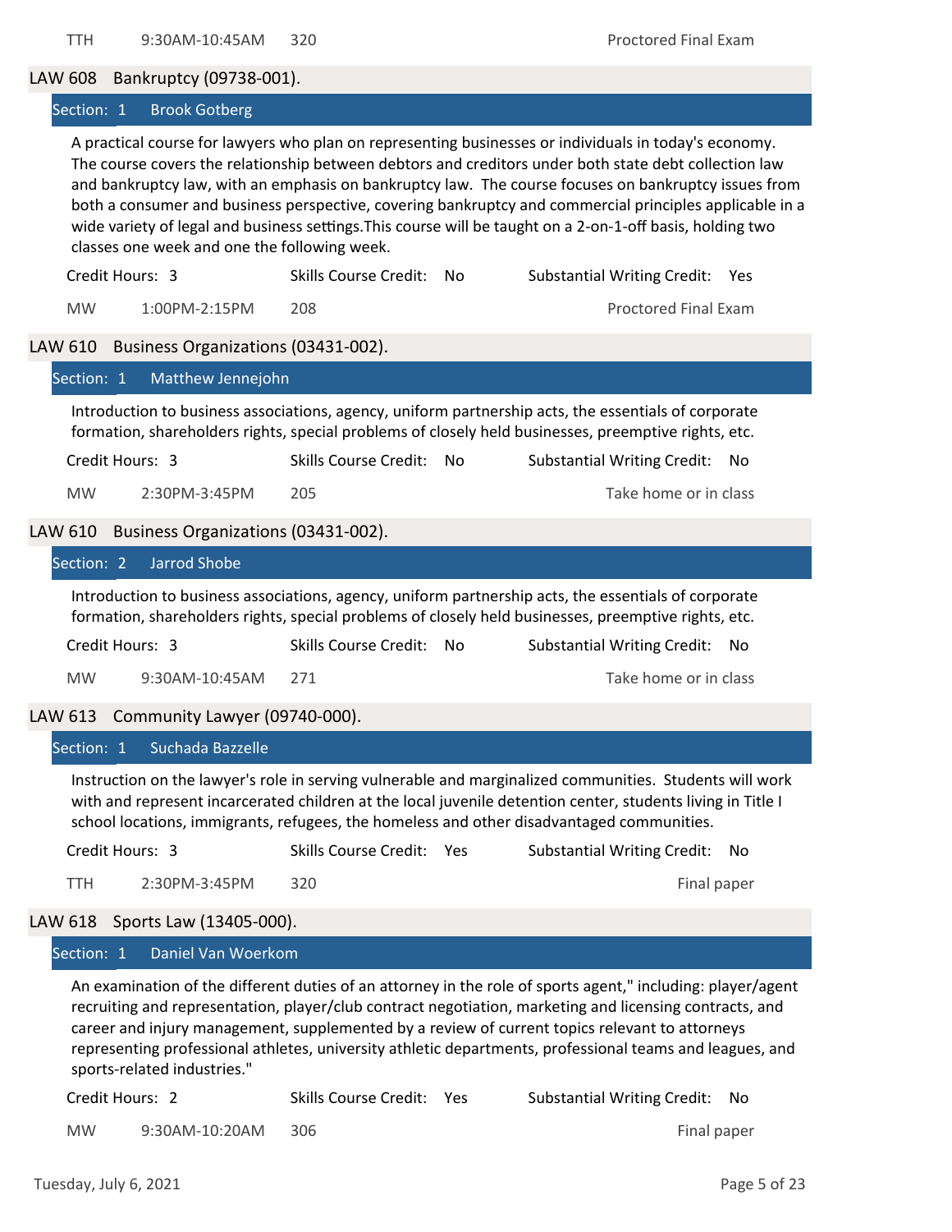TTH 9:30AM-10:45AM 320 Proctored Final Exam

## LAW 608 Bankruptcy (09738-001).

### Section: 1 Brook Gotberg

A practical course for lawyers who plan on representing businesses or individuals in today's economy. The course covers the relationship between debtors and creditors under both state debt collection law and bankruptcy law, with an emphasis on bankruptcy law. The course focuses on bankruptcy issues from both a consumer and business perspective, covering bankruptcy and commercial principles applicable in a wide variety of legal and business settings.This course will be taught on a 2-on-1-off basis, holding two classes one week and one the following week.

Credit Hours: 3 | Skills Course Credit: No | Substantial Writing Credit: Yes

MW 1:00PM-2:15PM 208 Proctored Final Exam

## LAW 610 Business Organizations (03431-002).

### Section: 1 Matthew Jennejohn

Introduction to business associations, agency, uniform partnership acts, the essentials of corporate formation, shareholders rights, special problems of closely held businesses, preemptive rights, etc.

Credit Hours: 3 | Skills Course Credit: No | Substantial Writing Credit: No

MW 2:30PM-3:45PM 205 Take home or in class

## LAW 610 Business Organizations (03431-002).

### Section: 2 Jarrod Shobe

Introduction to business associations, agency, uniform partnership acts, the essentials of corporate formation, shareholders rights, special problems of closely held businesses, preemptive rights, etc.

Credit Hours: 3 | Skills Course Credit: No | Substantial Writing Credit: No

MW 9:30AM-10:45AM 271 Take home or in class

## LAW 613 Community Lawyer (09740-000).

### Section: 1 Suchada Bazzelle

Instruction on the lawyer's role in serving vulnerable and marginalized communities. Students will work with and represent incarcerated children at the local juvenile detention center, students living in Title I school locations, immigrants, refugees, the homeless and other disadvantaged communities.

Credit Hours: 3 | Skills Course Credit: Yes | Substantial Writing Credit: No

TTH 2:30PM-3:45PM 320 Final paper

## LAW 618 Sports Law (13405-000).

### Section: 1 Daniel Van Woerkom

An examination of the different duties of an attorney in the role of sports agent," including: player/agent recruiting and representation, player/club contract negotiation, marketing and licensing contracts, and career and injury management, supplemented by a review of current topics relevant to attorneys representing professional athletes, university athletic departments, professional teams and leagues, and sports-related industries."

Credit Hours: 2 | Skills Course Credit: Yes | Substantial Writing Credit: No

MW 9:30AM-10:20AM 306 Final paper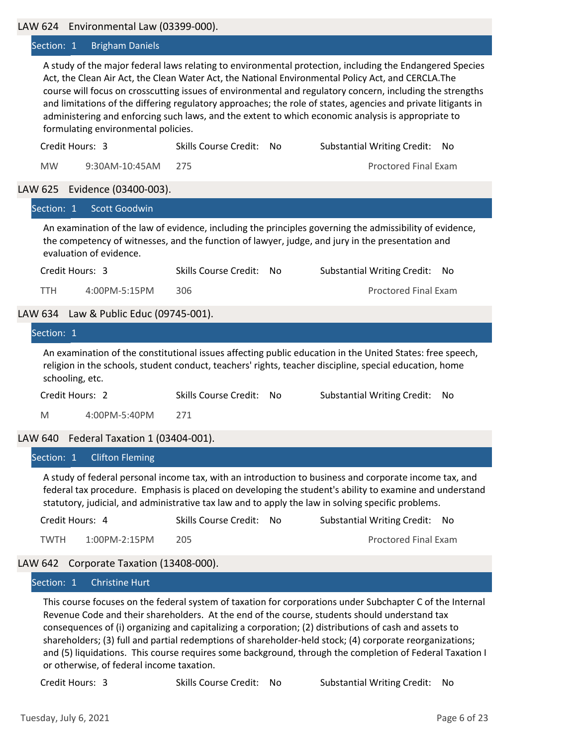## LAW 624 Environmental Law (03399-000).

### Section: 1 Brigham Daniels

A study of the major federal laws relating to environmental protection, including the Endangered Species Act, the Clean Air Act, the Clean Water Act, the National Environmental Policy Act, and CERCLA.The course will focus on crosscutting issues of environmental and regulatory concern, including the strengths and limitations of the differing regulatory approaches; the role of states, agencies and private litigants in administering and enforcing such laws, and the extent to which economic analysis is appropriate to formulating environmental policies.

Credit Hours: 3 | Skills Course Credit: No | Substantial Writing Credit: No

MW 9:30AM-10:45AM 275 — Proctored Final Exam

## LAW 625 Evidence (03400-003).

### Section: 1 Scott Goodwin

An examination of the law of evidence, including the principles governing the admissibility of evidence, the competency of witnesses, and the function of lawyer, judge, and jury in the presentation and evaluation of evidence.

Credit Hours: 3 | Skills Course Credit: No | Substantial Writing Credit: No

TTH 4:00PM-5:15PM 306 — Proctored Final Exam

## LAW 634 Law & Public Educ (09745-001).

### Section: 1

An examination of the constitutional issues affecting public education in the United States: free speech, religion in the schools, student conduct, teachers' rights, teacher discipline, special education, home schooling, etc.

Credit Hours: 2 | Skills Course Credit: No | Substantial Writing Credit: No

M 4:00PM-5:40PM 271

## LAW 640 Federal Taxation 1 (03404-001).

### Section: 1 Clifton Fleming

A study of federal personal income tax, with an introduction to business and corporate income tax, and federal tax procedure. Emphasis is placed on developing the student's ability to examine and understand statutory, judicial, and administrative tax law and to apply the law in solving specific problems.

Credit Hours: 4 | Skills Course Credit: No | Substantial Writing Credit: No

TWTH 1:00PM-2:15PM 205 — Proctored Final Exam

## LAW 642 Corporate Taxation (13408-000).

### Section: 1 Christine Hurt

This course focuses on the federal system of taxation for corporations under Subchapter C of the Internal Revenue Code and their shareholders. At the end of the course, students should understand tax consequences of (i) organizing and capitalizing a corporation; (2) distributions of cash and assets to shareholders; (3) full and partial redemptions of shareholder-held stock; (4) corporate reorganizations; and (5) liquidations. This course requires some background, through the completion of Federal Taxation I or otherwise, of federal income taxation.

Credit Hours: 3 | Skills Course Credit: No | Substantial Writing Credit: No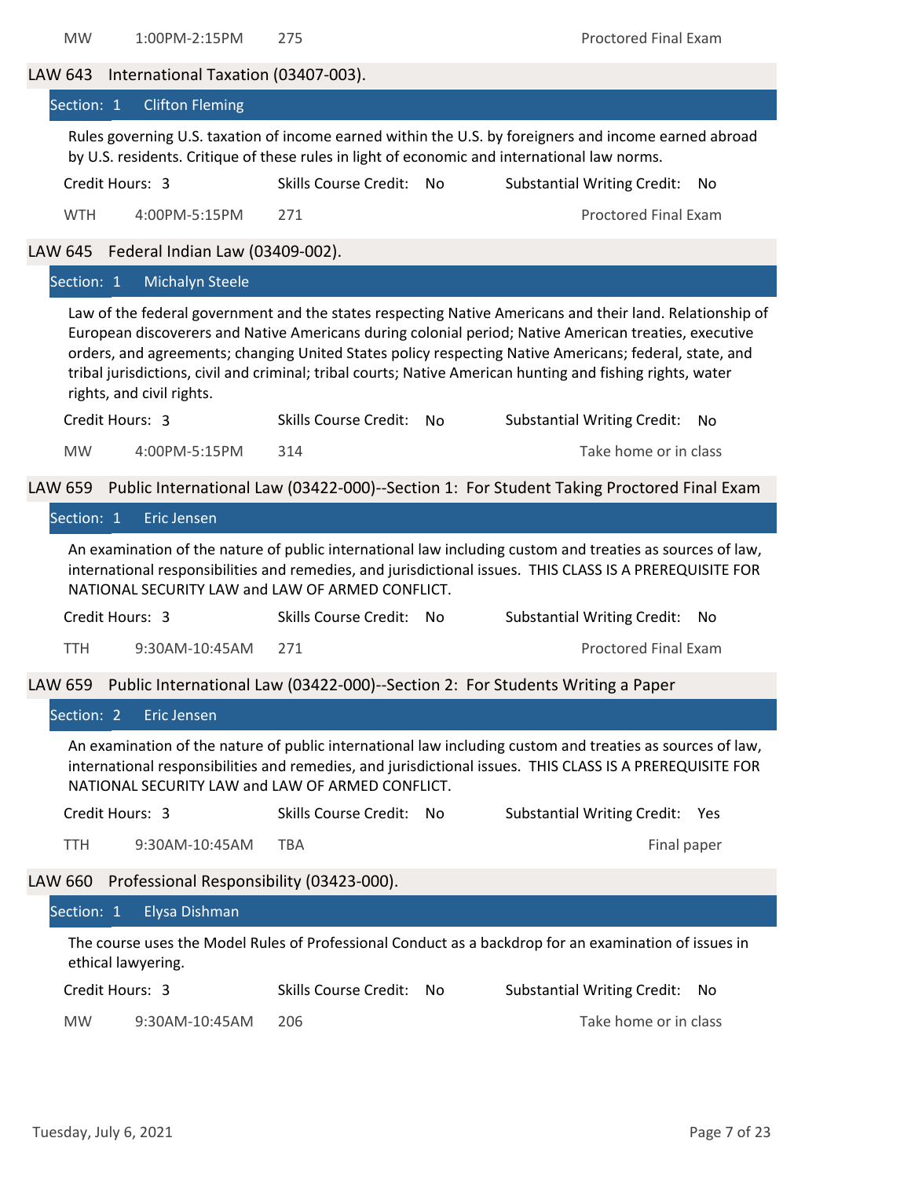| | | | |
|---|---|---|---|
| MW | 1:00PM-2:15PM | 275 | Proctored Final Exam |

## LAW 643 International Taxation (03407-003).

**Section: 1** Clifton Fleming

Rules governing U.S. taxation of income earned within the U.S. by foreigners and income earned abroad by U.S. residents. Critique of these rules in light of economic and international law norms.

| Credit Hours: 3 | Skills Course Credit: No | Substantial Writing Credit: No | |
|---|---|---|---|
| WTH | 4:00PM-5:15PM | 271 | Proctored Final Exam |

## LAW 645 Federal Indian Law (03409-002).

**Section: 1** Michalyn Steele

Law of the federal government and the states respecting Native Americans and their land. Relationship of European discoverers and Native Americans during colonial period; Native American treaties, executive orders, and agreements; changing United States policy respecting Native Americans; federal, state, and tribal jurisdictions, civil and criminal; tribal courts; Native American hunting and fishing rights, water rights, and civil rights.

| Credit Hours: 3 | Skills Course Credit: No | Substantial Writing Credit: No | |
|---|---|---|---|
| MW | 4:00PM-5:15PM | 314 | Take home or in class |

## LAW 659 Public International Law (03422-000)--Section 1: For Student Taking Proctored Final Exam

**Section: 1** Eric Jensen

An examination of the nature of public international law including custom and treaties as sources of law, international responsibilities and remedies, and jurisdictional issues. THIS CLASS IS A PREREQUISITE FOR NATIONAL SECURITY LAW and LAW OF ARMED CONFLICT.

| Credit Hours: 3 | Skills Course Credit: No | Substantial Writing Credit: No | |
|---|---|---|---|
| TTH | 9:30AM-10:45AM | 271 | Proctored Final Exam |

## LAW 659 Public International Law (03422-000)--Section 2: For Students Writing a Paper

**Section: 2** Eric Jensen

An examination of the nature of public international law including custom and treaties as sources of law, international responsibilities and remedies, and jurisdictional issues. THIS CLASS IS A PREREQUISITE FOR NATIONAL SECURITY LAW and LAW OF ARMED CONFLICT.

| Credit Hours: 3 | Skills Course Credit: No | Substantial Writing Credit: Yes | |
|---|---|---|---|
| TTH | 9:30AM-10:45AM | TBA | Final paper |

## LAW 660 Professional Responsibility (03423-000).

**Section: 1** Elysa Dishman

The course uses the Model Rules of Professional Conduct as a backdrop for an examination of issues in ethical lawyering.

| Credit Hours: 3 | Skills Course Credit: No | Substantial Writing Credit: No | |
|---|---|---|---|
| MW | 9:30AM-10:45AM | 206 | Take home or in class |

Tuesday, July 6, 2021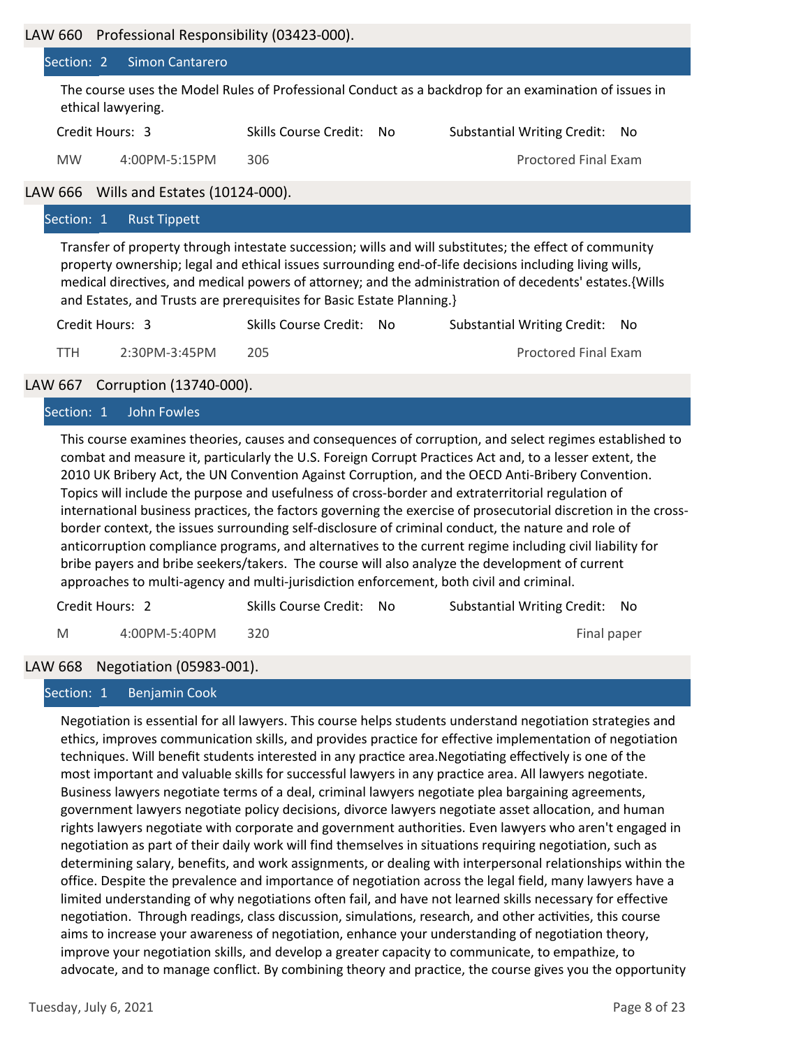## LAW 660 Professional Responsibility (03423-000).

### Section: 2 Simon Cantarero

The course uses the Model Rules of Professional Conduct as a backdrop for an examination of issues in ethical lawyering.

Credit Hours: 3 | Skills Course Credit: No | Substantial Writing Credit: No

MW 4:00PM-5:15PM 306 — Proctored Final Exam

## LAW 666 Wills and Estates (10124-000).

### Section: 1 Rust Tippett

Transfer of property through intestate succession; wills and will substitutes; the effect of community property ownership; legal and ethical issues surrounding end-of-life decisions including living wills, medical directives, and medical powers of attorney; and the administration of decedents' estates.{Wills and Estates, and Trusts are prerequisites for Basic Estate Planning.}

Credit Hours: 3 | Skills Course Credit: No | Substantial Writing Credit: No

TTH 2:30PM-3:45PM 205 — Proctored Final Exam

## LAW 667 Corruption (13740-000).

### Section: 1 John Fowles

This course examines theories, causes and consequences of corruption, and select regimes established to combat and measure it, particularly the U.S. Foreign Corrupt Practices Act and, to a lesser extent, the 2010 UK Bribery Act, the UN Convention Against Corruption, and the OECD Anti-Bribery Convention. Topics will include the purpose and usefulness of cross-border and extraterritorial regulation of international business practices, the factors governing the exercise of prosecutorial discretion in the cross-border context, the issues surrounding self-disclosure of criminal conduct, the nature and role of anticorruption compliance programs, and alternatives to the current regime including civil liability for bribe payers and bribe seekers/takers. The course will also analyze the development of current approaches to multi-agency and multi-jurisdiction enforcement, both civil and criminal.

Credit Hours: 2 | Skills Course Credit: No | Substantial Writing Credit: No

M 4:00PM-5:40PM 320 — Final paper

## LAW 668 Negotiation (05983-001).

### Section: 1 Benjamin Cook

Negotiation is essential for all lawyers. This course helps students understand negotiation strategies and ethics, improves communication skills, and provides practice for effective implementation of negotiation techniques. Will benefit students interested in any practice area.Negotiating effectively is one of the most important and valuable skills for successful lawyers in any practice area. All lawyers negotiate. Business lawyers negotiate terms of a deal, criminal lawyers negotiate plea bargaining agreements, government lawyers negotiate policy decisions, divorce lawyers negotiate asset allocation, and human rights lawyers negotiate with corporate and government authorities. Even lawyers who aren't engaged in negotiation as part of their daily work will find themselves in situations requiring negotiation, such as determining salary, benefits, and work assignments, or dealing with interpersonal relationships within the office. Despite the prevalence and importance of negotiation across the legal field, many lawyers have a limited understanding of why negotiations often fail, and have not learned skills necessary for effective negotiation. Through readings, class discussion, simulations, research, and other activities, this course aims to increase your awareness of negotiation, enhance your understanding of negotiation theory, improve your negotiation skills, and develop a greater capacity to communicate, to empathize, to advocate, and to manage conflict. By combining theory and practice, the course gives you the opportunity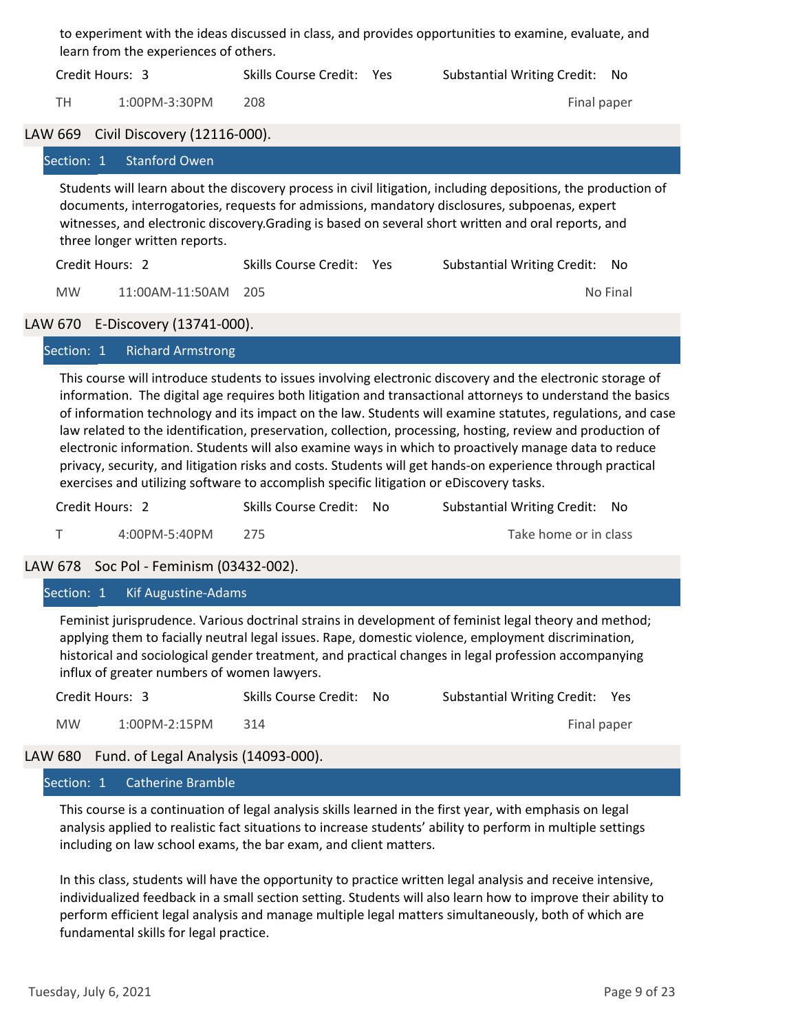to experiment with the ideas discussed in class, and provides opportunities to examine, evaluate, and learn from the experiences of others.

| Credit Hours: 3 | | Skills Course Credit: Yes | Substantial Writing Credit: No |
|---|---|---|---|
| TH | 1:00PM-3:30PM | 208 | Final paper |

## LAW 669 Civil Discovery (12116-000).

### Section: 1 Stanford Owen

Students will learn about the discovery process in civil litigation, including depositions, the production of documents, interrogatories, requests for admissions, mandatory disclosures, subpoenas, expert witnesses, and electronic discovery.Grading is based on several short written and oral reports, and three longer written reports.

| Credit Hours: 2 | | Skills Course Credit: Yes | Substantial Writing Credit: No |
|---|---|---|---|
| MW | 11:00AM-11:50AM | 205 | No Final |

## LAW 670 E-Discovery (13741-000).

### Section: 1 Richard Armstrong

This course will introduce students to issues involving electronic discovery and the electronic storage of information. The digital age requires both litigation and transactional attorneys to understand the basics of information technology and its impact on the law. Students will examine statutes, regulations, and case law related to the identification, preservation, collection, processing, hosting, review and production of electronic information. Students will also examine ways in which to proactively manage data to reduce privacy, security, and litigation risks and costs. Students will get hands-on experience through practical exercises and utilizing software to accomplish specific litigation or eDiscovery tasks.

| Credit Hours: 2 | | Skills Course Credit: No | Substantial Writing Credit: No |
|---|---|---|---|
| T | 4:00PM-5:40PM | 275 | Take home or in class |

## LAW 678 Soc Pol - Feminism (03432-002).

### Section: 1 Kif Augustine-Adams

Feminist jurisprudence. Various doctrinal strains in development of feminist legal theory and method; applying them to facially neutral legal issues. Rape, domestic violence, employment discrimination, historical and sociological gender treatment, and practical changes in legal profession accompanying influx of greater numbers of women lawyers.

| Credit Hours: 3 | | Skills Course Credit: No | Substantial Writing Credit: Yes |
|---|---|---|---|
| MW | 1:00PM-2:15PM | 314 | Final paper |

## LAW 680 Fund. of Legal Analysis (14093-000).

### Section: 1 Catherine Bramble

This course is a continuation of legal analysis skills learned in the first year, with emphasis on legal analysis applied to realistic fact situations to increase students' ability to perform in multiple settings including on law school exams, the bar exam, and client matters.

In this class, students will have the opportunity to practice written legal analysis and receive intensive, individualized feedback in a small section setting. Students will also learn how to improve their ability to perform efficient legal analysis and manage multiple legal matters simultaneously, both of which are fundamental skills for legal practice.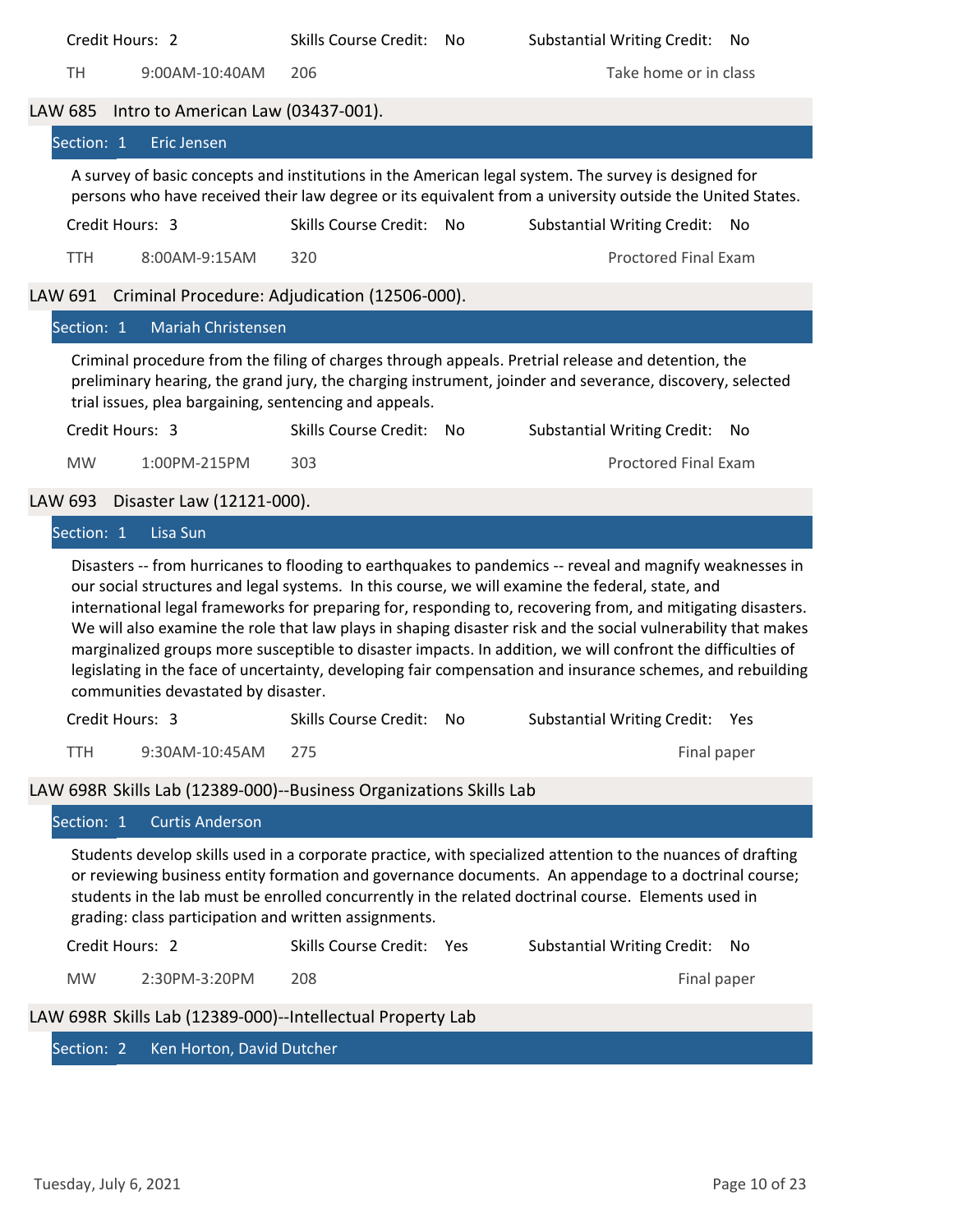| Credit Hours: 2 | Skills Course Credit: No | Substantial Writing Credit: No |
|---|---|---|
| TH 9:00AM-10:40AM | 206 | Take home or in class |

## LAW 685 Intro to American Law (03437-001).

**Section: 1** Eric Jensen

A survey of basic concepts and institutions in the American legal system. The survey is designed for persons who have received their law degree or its equivalent from a university outside the United States.

| Credit Hours: 3 | Skills Course Credit: No | Substantial Writing Credit: No |
|---|---|---|
| TTH 8:00AM-9:15AM | 320 | Proctored Final Exam |

## LAW 691 Criminal Procedure: Adjudication (12506-000).

**Section: 1** Mariah Christensen

Criminal procedure from the filing of charges through appeals. Pretrial release and detention, the preliminary hearing, the grand jury, the charging instrument, joinder and severance, discovery, selected trial issues, plea bargaining, sentencing and appeals.

| Credit Hours: 3 | Skills Course Credit: No | Substantial Writing Credit: No |
|---|---|---|
| MW 1:00PM-215PM | 303 | Proctored Final Exam |

## LAW 693 Disaster Law (12121-000).

**Section: 1** Lisa Sun

Disasters -- from hurricanes to flooding to earthquakes to pandemics -- reveal and magnify weaknesses in our social structures and legal systems. In this course, we will examine the federal, state, and international legal frameworks for preparing for, responding to, recovering from, and mitigating disasters. We will also examine the role that law plays in shaping disaster risk and the social vulnerability that makes marginalized groups more susceptible to disaster impacts. In addition, we will confront the difficulties of legislating in the face of uncertainty, developing fair compensation and insurance schemes, and rebuilding communities devastated by disaster.

| Credit Hours: 3 | Skills Course Credit: No | Substantial Writing Credit: Yes |
|---|---|---|
| TTH 9:30AM-10:45AM | 275 | Final paper |

## LAW 698R Skills Lab (12389-000)--Business Organizations Skills Lab

**Section: 1** Curtis Anderson

Students develop skills used in a corporate practice, with specialized attention to the nuances of drafting or reviewing business entity formation and governance documents. An appendage to a doctrinal course; students in the lab must be enrolled concurrently in the related doctrinal course. Elements used in grading: class participation and written assignments.

| Credit Hours: 2 | Skills Course Credit: Yes | Substantial Writing Credit: No |
|---|---|---|
| MW 2:30PM-3:20PM | 208 | Final paper |

## LAW 698R Skills Lab (12389-000)--Intellectual Property Lab

**Section: 2** Ken Horton, David Dutcher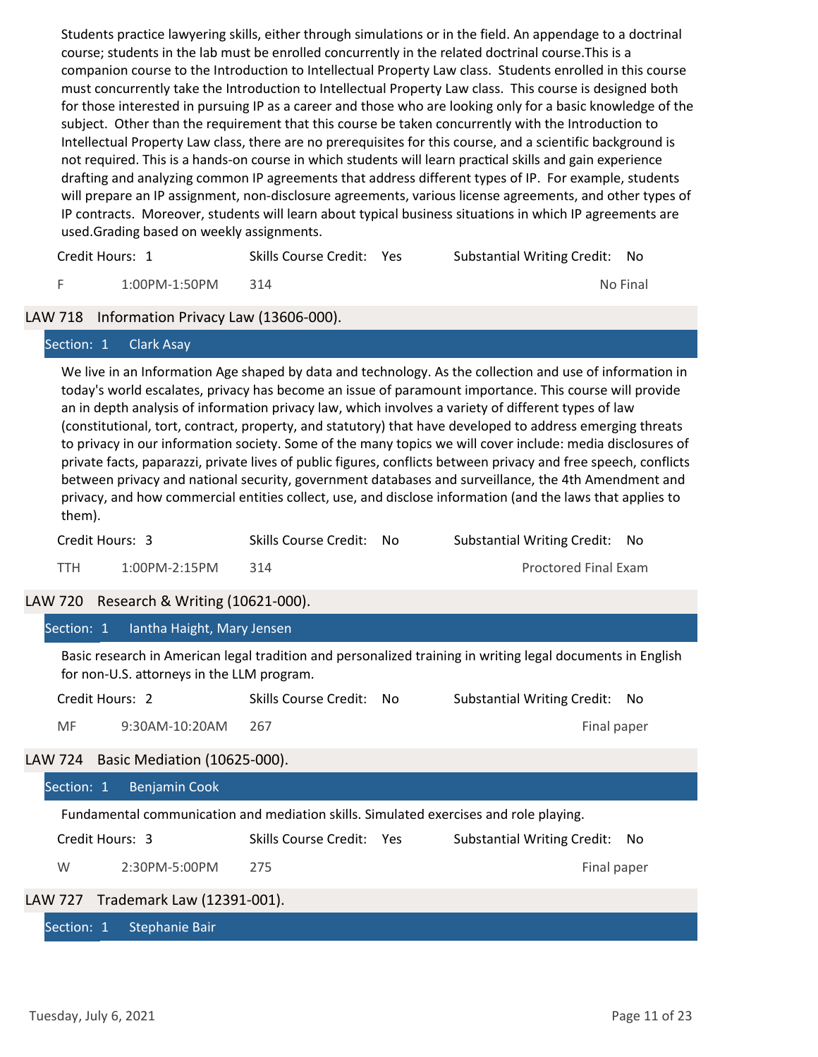Students practice lawyering skills, either through simulations or in the field. An appendage to a doctrinal course; students in the lab must be enrolled concurrently in the related doctrinal course.This is a companion course to the Introduction to Intellectual Property Law class. Students enrolled in this course must concurrently take the Introduction to Intellectual Property Law class. This course is designed both for those interested in pursuing IP as a career and those who are looking only for a basic knowledge of the subject. Other than the requirement that this course be taken concurrently with the Introduction to Intellectual Property Law class, there are no prerequisites for this course, and a scientific background is not required. This is a hands-on course in which students will learn practical skills and gain experience drafting and analyzing common IP agreements that address different types of IP. For example, students will prepare an IP assignment, non-disclosure agreements, various license agreements, and other types of IP contracts. Moreover, students will learn about typical business situations in which IP agreements are used.Grading based on weekly assignments.

Credit Hours: 1 | Skills Course Credit: Yes | Substantial Writing Credit: No

F | 1:00PM-1:50PM | 314 | No Final

## LAW 718 Information Privacy Law (13606-000).

**Section: 1** Clark Asay

We live in an Information Age shaped by data and technology. As the collection and use of information in today's world escalates, privacy has become an issue of paramount importance. This course will provide an in depth analysis of information privacy law, which involves a variety of different types of law (constitutional, tort, contract, property, and statutory) that have developed to address emerging threats to privacy in our information society. Some of the many topics we will cover include: media disclosures of private facts, paparazzi, private lives of public figures, conflicts between privacy and free speech, conflicts between privacy and national security, government databases and surveillance, the 4th Amendment and privacy, and how commercial entities collect, use, and disclose information (and the laws that applies to them).

Credit Hours: 3 | Skills Course Credit: No | Substantial Writing Credit: No

TTH | 1:00PM-2:15PM | 314 | Proctored Final Exam

## LAW 720 Research & Writing (10621-000).

**Section: 1** Iantha Haight, Mary Jensen

Basic research in American legal tradition and personalized training in writing legal documents in English for non-U.S. attorneys in the LLM program.

Credit Hours: 2 | Skills Course Credit: No | Substantial Writing Credit: No

MF | 9:30AM-10:20AM | 267 | Final paper

## LAW 724 Basic Mediation (10625-000).

**Section: 1** Benjamin Cook

Fundamental communication and mediation skills. Simulated exercises and role playing.

Credit Hours: 3 | Skills Course Credit: Yes | Substantial Writing Credit: No

W | 2:30PM-5:00PM | 275 | Final paper

## LAW 727 Trademark Law (12391-001).

**Section: 1** Stephanie Bair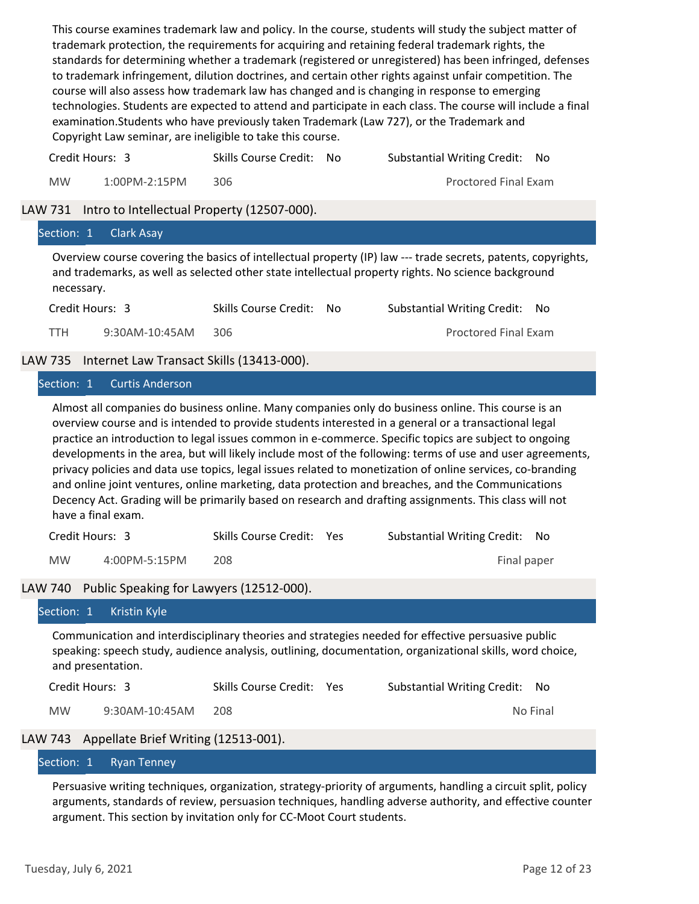This course examines trademark law and policy. In the course, students will study the subject matter of trademark protection, the requirements for acquiring and retaining federal trademark rights, the standards for determining whether a trademark (registered or unregistered) has been infringed, defenses to trademark infringement, dilution doctrines, and certain other rights against unfair competition. The course will also assess how trademark law has changed and is changing in response to emerging technologies. Students are expected to attend and participate in each class. The course will include a final examination.Students who have previously taken Trademark (Law 727), or the Trademark and Copyright Law seminar, are ineligible to take this course.

Credit Hours: 3 | Skills Course Credit: No | Substantial Writing Credit: No

MW | 1:00PM-2:15PM | 306 | Proctored Final Exam

## LAW 731 Intro to Intellectual Property (12507-000).

### Section: 1 Clark Asay

Overview course covering the basics of intellectual property (IP) law --- trade secrets, patents, copyrights, and trademarks, as well as selected other state intellectual property rights. No science background necessary.

Credit Hours: 3 | Skills Course Credit: No | Substantial Writing Credit: No

TTH | 9:30AM-10:45AM | 306 | Proctored Final Exam

## LAW 735 Internet Law Transact Skills (13413-000).

### Section: 1 Curtis Anderson

Almost all companies do business online. Many companies only do business online. This course is an overview course and is intended to provide students interested in a general or a transactional legal practice an introduction to legal issues common in e-commerce. Specific topics are subject to ongoing developments in the area, but will likely include most of the following: terms of use and user agreements, privacy policies and data use topics, legal issues related to monetization of online services, co-branding and online joint ventures, online marketing, data protection and breaches, and the Communications Decency Act. Grading will be primarily based on research and drafting assignments. This class will not have a final exam.

Credit Hours: 3 | Skills Course Credit: Yes | Substantial Writing Credit: No

MW | 4:00PM-5:15PM | 208 | Final paper

## LAW 740 Public Speaking for Lawyers (12512-000).

### Section: 1 Kristin Kyle

Communication and interdisciplinary theories and strategies needed for effective persuasive public speaking: speech study, audience analysis, outlining, documentation, organizational skills, word choice, and presentation.

Credit Hours: 3 | Skills Course Credit: Yes | Substantial Writing Credit: No

MW | 9:30AM-10:45AM | 208 | No Final

## LAW 743 Appellate Brief Writing (12513-001).

### Section: 1 Ryan Tenney

Persuasive writing techniques, organization, strategy-priority of arguments, handling a circuit split, policy arguments, standards of review, persuasion techniques, handling adverse authority, and effective counter argument. This section by invitation only for CC-Moot Court students.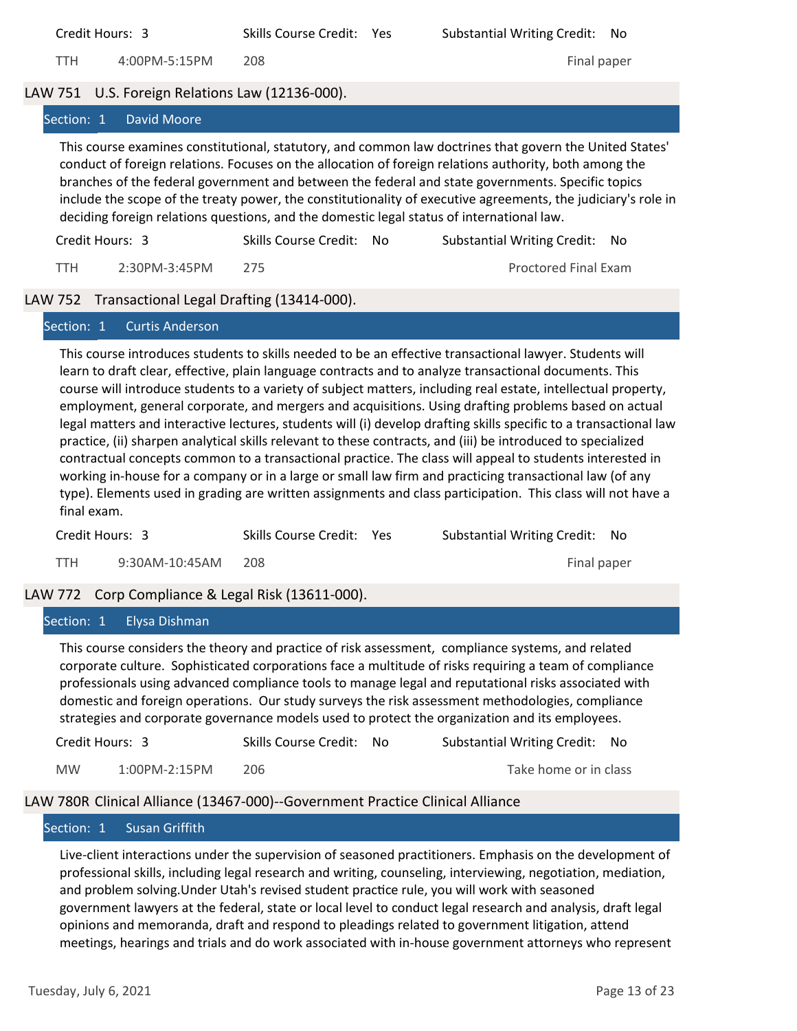| Credit Hours: 3 | Skills Course Credit: Yes | Substantial Writing Credit: No |
|---|---|---|
| TTH 4:00PM-5:15PM | 208 | Final paper |

## LAW 751 U.S. Foreign Relations Law (12136-000).

### Section: 1 David Moore

This course examines constitutional, statutory, and common law doctrines that govern the United States' conduct of foreign relations. Focuses on the allocation of foreign relations authority, both among the branches of the federal government and between the federal and state governments. Specific topics include the scope of the treaty power, the constitutionality of executive agreements, the judiciary's role in deciding foreign relations questions, and the domestic legal status of international law.

| Credit Hours: 3 | Skills Course Credit: No | Substantial Writing Credit: No |
|---|---|---|
| TTH 2:30PM-3:45PM | 275 | Proctored Final Exam |

## LAW 752 Transactional Legal Drafting (13414-000).

### Section: 1 Curtis Anderson

This course introduces students to skills needed to be an effective transactional lawyer. Students will learn to draft clear, effective, plain language contracts and to analyze transactional documents. This course will introduce students to a variety of subject matters, including real estate, intellectual property, employment, general corporate, and mergers and acquisitions. Using drafting problems based on actual legal matters and interactive lectures, students will (i) develop drafting skills specific to a transactional law practice, (ii) sharpen analytical skills relevant to these contracts, and (iii) be introduced to specialized contractual concepts common to a transactional practice. The class will appeal to students interested in working in-house for a company or in a large or small law firm and practicing transactional law (of any type). Elements used in grading are written assignments and class participation. This class will not have a final exam.

| Credit Hours: 3 | Skills Course Credit: Yes | Substantial Writing Credit: No |
|---|---|---|
| TTH 9:30AM-10:45AM | 208 | Final paper |

## LAW 772 Corp Compliance & Legal Risk (13611-000).

### Section: 1 Elysa Dishman

This course considers the theory and practice of risk assessment, compliance systems, and related corporate culture. Sophisticated corporations face a multitude of risks requiring a team of compliance professionals using advanced compliance tools to manage legal and reputational risks associated with domestic and foreign operations. Our study surveys the risk assessment methodologies, compliance strategies and corporate governance models used to protect the organization and its employees.

| Credit Hours: 3 | Skills Course Credit: No | Substantial Writing Credit: No |
|---|---|---|
| MW 1:00PM-2:15PM | 206 | Take home or in class |

## LAW 780R Clinical Alliance (13467-000)--Government Practice Clinical Alliance

### Section: 1 Susan Griffith

Live-client interactions under the supervision of seasoned practitioners. Emphasis on the development of professional skills, including legal research and writing, counseling, interviewing, negotiation, mediation, and problem solving.Under Utah's revised student practice rule, you will work with seasoned government lawyers at the federal, state or local level to conduct legal research and analysis, draft legal opinions and memoranda, draft and respond to pleadings related to government litigation, attend meetings, hearings and trials and do work associated with in-house government attorneys who represent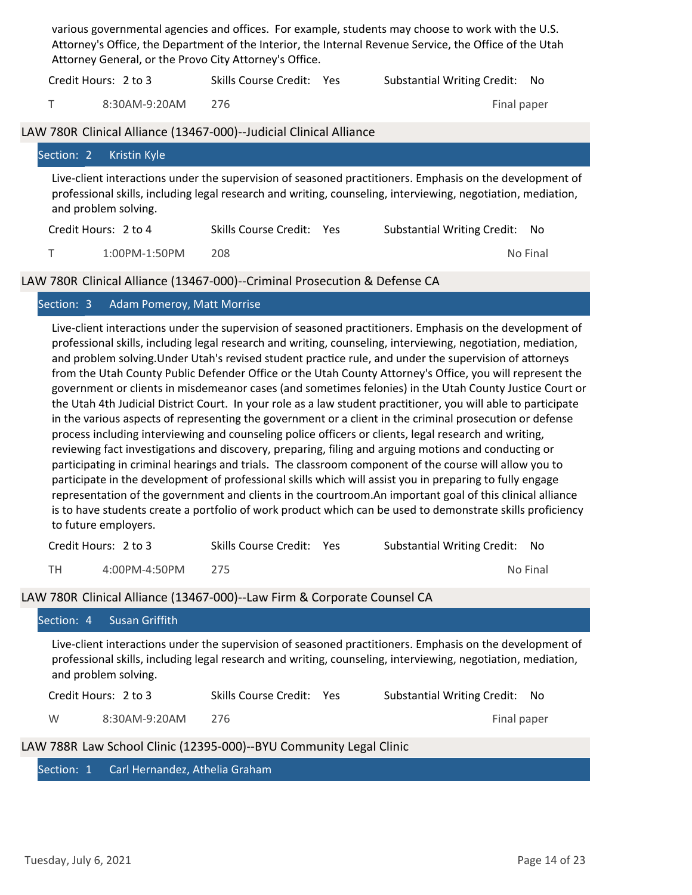various governmental agencies and offices. For example, students may choose to work with the U.S. Attorney's Office, the Department of the Interior, the Internal Revenue Service, the Office of the Utah Attorney General, or the Provo City Attorney's Office.

Credit Hours: 2 to 3 | Skills Course Credit: Yes | Substantial Writing Credit: No

T | 8:30AM-9:20AM | 276 | Final paper

## LAW 780R Clinical Alliance (13467-000)--Judicial Clinical Alliance

### Section: 2 Kristin Kyle

Live-client interactions under the supervision of seasoned practitioners. Emphasis on the development of professional skills, including legal research and writing, counseling, interviewing, negotiation, mediation, and problem solving.

Credit Hours: 2 to 4 | Skills Course Credit: Yes | Substantial Writing Credit: No

T | 1:00PM-1:50PM | 208 | No Final

## LAW 780R Clinical Alliance (13467-000)--Criminal Prosecution & Defense CA

### Section: 3 Adam Pomeroy, Matt Morrise

Live-client interactions under the supervision of seasoned practitioners. Emphasis on the development of professional skills, including legal research and writing, counseling, interviewing, negotiation, mediation, and problem solving.Under Utah's revised student practice rule, and under the supervision of attorneys from the Utah County Public Defender Office or the Utah County Attorney's Office, you will represent the government or clients in misdemeanor cases (and sometimes felonies) in the Utah County Justice Court or the Utah 4th Judicial District Court. In your role as a law student practitioner, you will able to participate in the various aspects of representing the government or a client in the criminal prosecution or defense process including interviewing and counseling police officers or clients, legal research and writing, reviewing fact investigations and discovery, preparing, filing and arguing motions and conducting or participating in criminal hearings and trials. The classroom component of the course will allow you to participate in the development of professional skills which will assist you in preparing to fully engage representation of the government and clients in the courtroom.An important goal of this clinical alliance is to have students create a portfolio of work product which can be used to demonstrate skills proficiency to future employers.

Credit Hours: 2 to 3 | Skills Course Credit: Yes | Substantial Writing Credit: No

TH | 4:00PM-4:50PM | 275 | No Final

## LAW 780R Clinical Alliance (13467-000)--Law Firm & Corporate Counsel CA

### Section: 4 Susan Griffith

Live-client interactions under the supervision of seasoned practitioners. Emphasis on the development of professional skills, including legal research and writing, counseling, interviewing, negotiation, mediation, and problem solving.

Credit Hours: 2 to 3 | Skills Course Credit: Yes | Substantial Writing Credit: No

W | 8:30AM-9:20AM | 276 | Final paper

## LAW 788R Law School Clinic (12395-000)--BYU Community Legal Clinic

### Section: 1 Carl Hernandez, Athelia Graham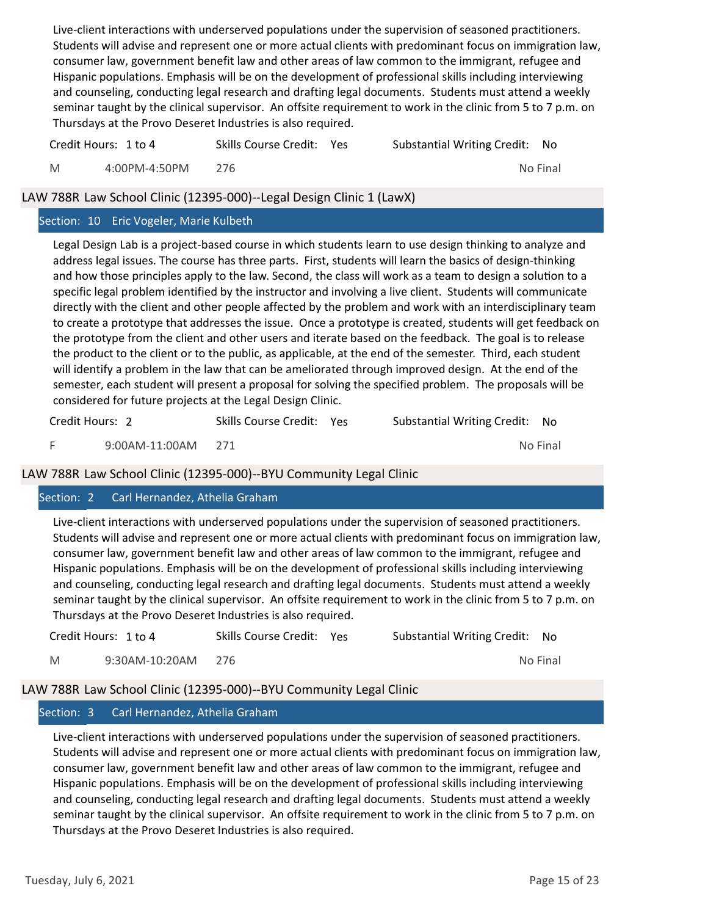Live-client interactions with underserved populations under the supervision of seasoned practitioners. Students will advise and represent one or more actual clients with predominant focus on immigration law, consumer law, government benefit law and other areas of law common to the immigrant, refugee and Hispanic populations. Emphasis will be on the development of professional skills including interviewing and counseling, conducting legal research and drafting legal documents. Students must attend a weekly seminar taught by the clinical supervisor. An offsite requirement to work in the clinic from 5 to 7 p.m. on Thursdays at the Provo Deseret Industries is also required.

Credit Hours: 1 to 4 | Skills Course Credit: Yes | Substantial Writing Credit: No

M | 4:00PM-4:50PM | 276 | No Final

## LAW 788R Law School Clinic (12395-000)--Legal Design Clinic 1 (LawX)

### Section: 10 Eric Vogeler, Marie Kulbeth

Legal Design Lab is a project-based course in which students learn to use design thinking to analyze and address legal issues. The course has three parts. First, students will learn the basics of design-thinking and how those principles apply to the law. Second, the class will work as a team to design a solution to a specific legal problem identified by the instructor and involving a live client. Students will communicate directly with the client and other people affected by the problem and work with an interdisciplinary team to create a prototype that addresses the issue. Once a prototype is created, students will get feedback on the prototype from the client and other users and iterate based on the feedback. The goal is to release the product to the client or to the public, as applicable, at the end of the semester. Third, each student will identify a problem in the law that can be ameliorated through improved design. At the end of the semester, each student will present a proposal for solving the specified problem. The proposals will be considered for future projects at the Legal Design Clinic.

Credit Hours: 2 | Skills Course Credit: Yes | Substantial Writing Credit: No

F | 9:00AM-11:00AM | 271 | No Final

## LAW 788R Law School Clinic (12395-000)--BYU Community Legal Clinic

### Section: 2 Carl Hernandez, Athelia Graham

Live-client interactions with underserved populations under the supervision of seasoned practitioners. Students will advise and represent one or more actual clients with predominant focus on immigration law, consumer law, government benefit law and other areas of law common to the immigrant, refugee and Hispanic populations. Emphasis will be on the development of professional skills including interviewing and counseling, conducting legal research and drafting legal documents. Students must attend a weekly seminar taught by the clinical supervisor. An offsite requirement to work in the clinic from 5 to 7 p.m. on Thursdays at the Provo Deseret Industries is also required.

Credit Hours: 1 to 4 | Skills Course Credit: Yes | Substantial Writing Credit: No

M | 9:30AM-10:20AM | 276 | No Final

## LAW 788R Law School Clinic (12395-000)--BYU Community Legal Clinic

### Section: 3 Carl Hernandez, Athelia Graham

Live-client interactions with underserved populations under the supervision of seasoned practitioners. Students will advise and represent one or more actual clients with predominant focus on immigration law, consumer law, government benefit law and other areas of law common to the immigrant, refugee and Hispanic populations. Emphasis will be on the development of professional skills including interviewing and counseling, conducting legal research and drafting legal documents. Students must attend a weekly seminar taught by the clinical supervisor. An offsite requirement to work in the clinic from 5 to 7 p.m. on Thursdays at the Provo Deseret Industries is also required.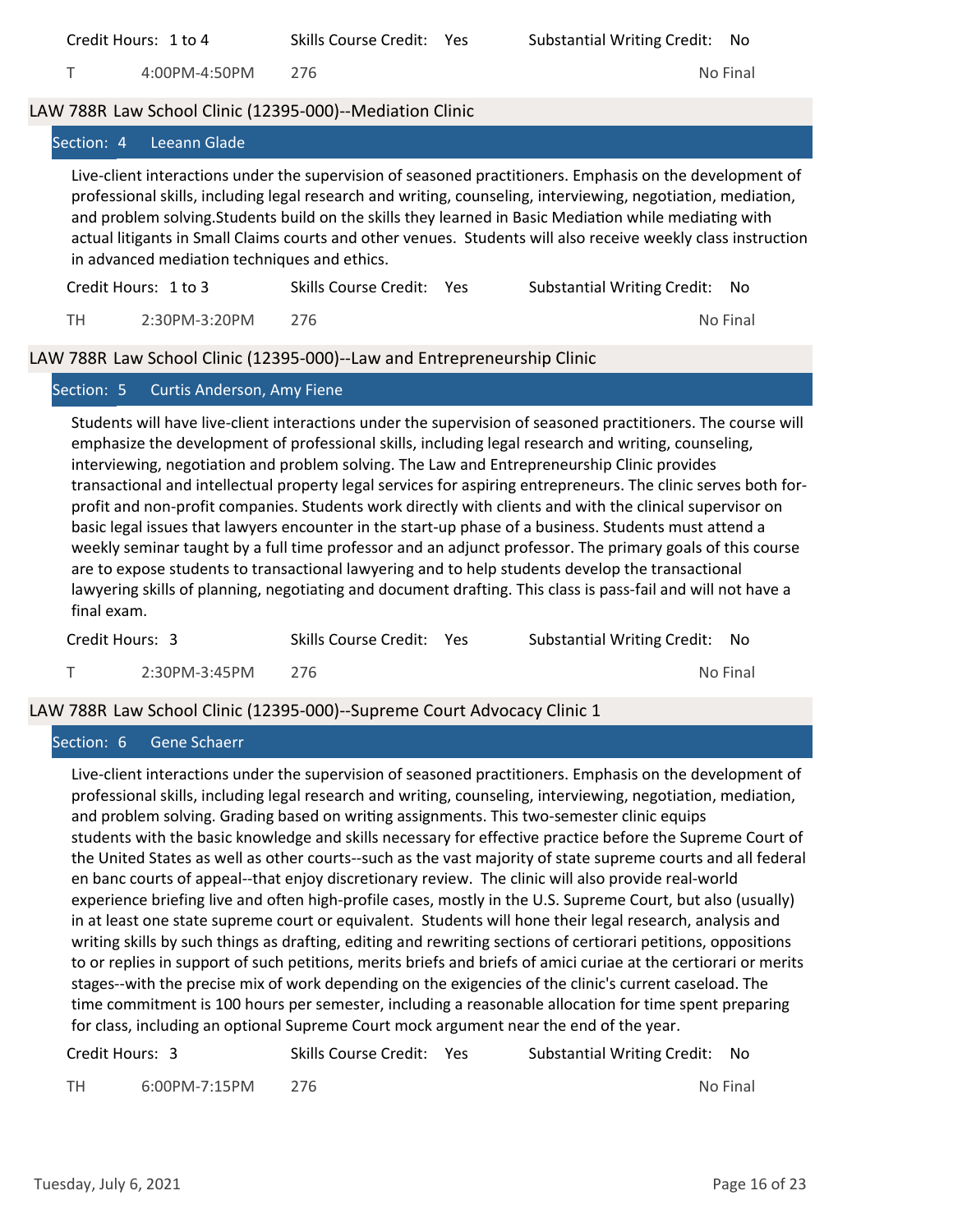Credit Hours: 1 to 4 | Skills Course Credit: Yes | Substantial Writing Credit: No

T 4:00PM-4:50PM 276 No Final

## LAW 788R Law School Clinic (12395-000)--Mediation Clinic

**Section: 4 Leeann Glade**

Live-client interactions under the supervision of seasoned practitioners. Emphasis on the development of professional skills, including legal research and writing, counseling, interviewing, negotiation, mediation, and problem solving.Students build on the skills they learned in Basic Mediation while mediating with actual litigants in Small Claims courts and other venues. Students will also receive weekly class instruction in advanced mediation techniques and ethics.

Credit Hours: 1 to 3 | Skills Course Credit: Yes | Substantial Writing Credit: No

TH 2:30PM-3:20PM 276 No Final

## LAW 788R Law School Clinic (12395-000)--Law and Entrepreneurship Clinic

**Section: 5 Curtis Anderson, Amy Fiene**

Students will have live-client interactions under the supervision of seasoned practitioners. The course will emphasize the development of professional skills, including legal research and writing, counseling, interviewing, negotiation and problem solving. The Law and Entrepreneurship Clinic provides transactional and intellectual property legal services for aspiring entrepreneurs. The clinic serves both for-profit and non-profit companies. Students work directly with clients and with the clinical supervisor on basic legal issues that lawyers encounter in the start-up phase of a business. Students must attend a weekly seminar taught by a full time professor and an adjunct professor. The primary goals of this course are to expose students to transactional lawyering and to help students develop the transactional lawyering skills of planning, negotiating and document drafting. This class is pass-fail and will not have a final exam.

Credit Hours: 3 | Skills Course Credit: Yes | Substantial Writing Credit: No

T 2:30PM-3:45PM 276 No Final

## LAW 788R Law School Clinic (12395-000)--Supreme Court Advocacy Clinic 1

**Section: 6 Gene Schaerr**

Live-client interactions under the supervision of seasoned practitioners. Emphasis on the development of professional skills, including legal research and writing, counseling, interviewing, negotiation, mediation, and problem solving. Grading based on writing assignments. This two-semester clinic equips students with the basic knowledge and skills necessary for effective practice before the Supreme Court of the United States as well as other courts--such as the vast majority of state supreme courts and all federal en banc courts of appeal--that enjoy discretionary review. The clinic will also provide real-world experience briefing live and often high-profile cases, mostly in the U.S. Supreme Court, but also (usually) in at least one state supreme court or equivalent. Students will hone their legal research, analysis and writing skills by such things as drafting, editing and rewriting sections of certiorari petitions, oppositions to or replies in support of such petitions, merits briefs and briefs of amici curiae at the certiorari or merits stages--with the precise mix of work depending on the exigencies of the clinic's current caseload. The time commitment is 100 hours per semester, including a reasonable allocation for time spent preparing for class, including an optional Supreme Court mock argument near the end of the year.

Credit Hours: 3 | Skills Course Credit: Yes | Substantial Writing Credit: No

TH 6:00PM-7:15PM 276 No Final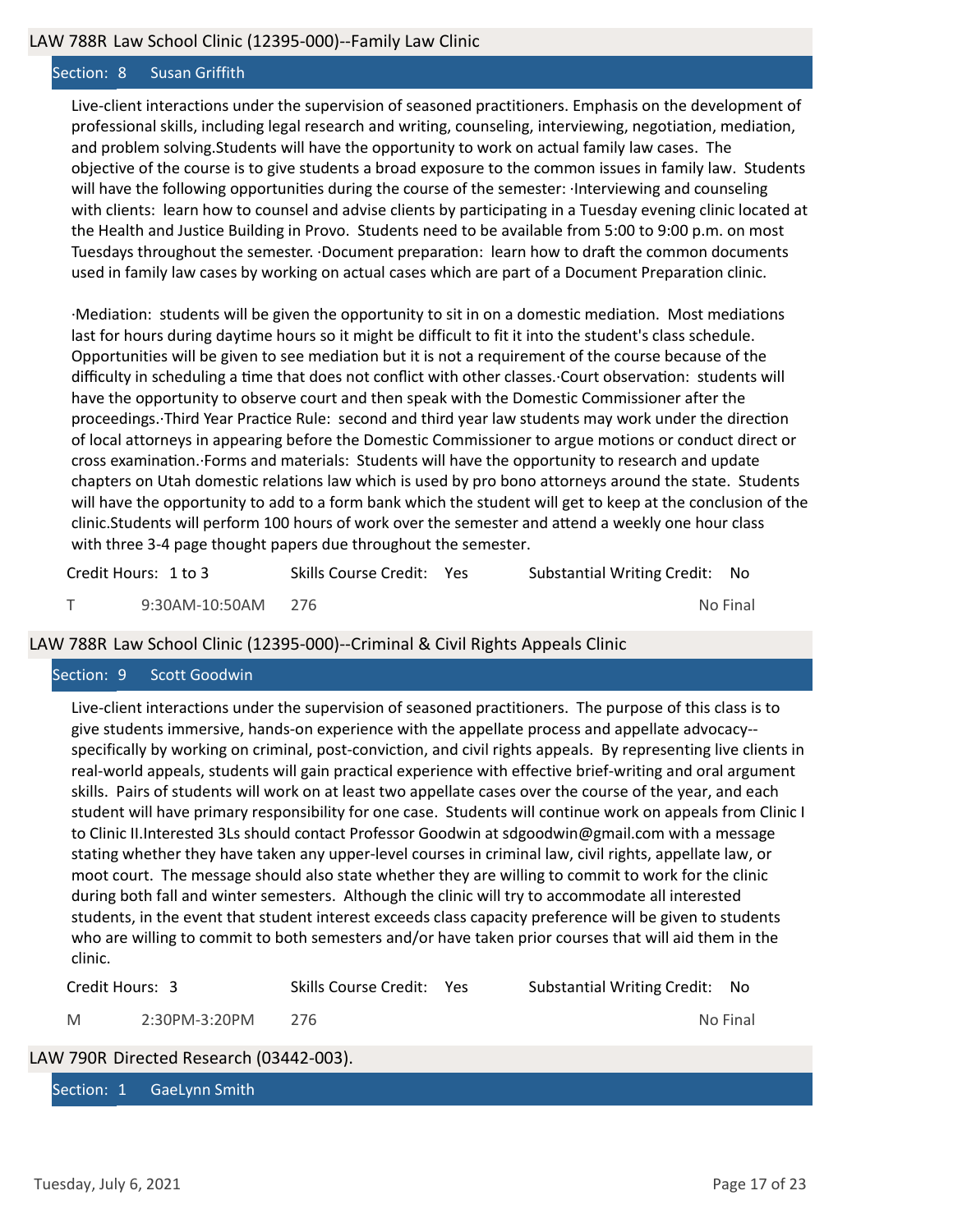## LAW 788R Law School Clinic (12395-000)--Family Law Clinic

### Section: 8 Susan Griffith

Live-client interactions under the supervision of seasoned practitioners. Emphasis on the development of professional skills, including legal research and writing, counseling, interviewing, negotiation, mediation, and problem solving.Students will have the opportunity to work on actual family law cases. The objective of the course is to give students a broad exposure to the common issues in family law. Students will have the following opportunities during the course of the semester: ·Interviewing and counseling with clients: learn how to counsel and advise clients by participating in a Tuesday evening clinic located at the Health and Justice Building in Provo. Students need to be available from 5:00 to 9:00 p.m. on most Tuesdays throughout the semester. ·Document preparation: learn how to draft the common documents used in family law cases by working on actual cases which are part of a Document Preparation clinic.

·Mediation: students will be given the opportunity to sit in on a domestic mediation. Most mediations last for hours during daytime hours so it might be difficult to fit it into the student's class schedule. Opportunities will be given to see mediation but it is not a requirement of the course because of the difficulty in scheduling a time that does not conflict with other classes.·Court observation: students will have the opportunity to observe court and then speak with the Domestic Commissioner after the proceedings.·Third Year Practice Rule: second and third year law students may work under the direction of local attorneys in appearing before the Domestic Commissioner to argue motions or conduct direct or cross examination.·Forms and materials: Students will have the opportunity to research and update chapters on Utah domestic relations law which is used by pro bono attorneys around the state. Students will have the opportunity to add to a form bank which the student will get to keep at the conclusion of the clinic.Students will perform 100 hours of work over the semester and attend a weekly one hour class with three 3-4 page thought papers due throughout the semester.

Credit Hours: 1 to 3 | Skills Course Credit: Yes | Substantial Writing Credit: No

T | 9:30AM-10:50AM | 276 | No Final

## LAW 788R Law School Clinic (12395-000)--Criminal & Civil Rights Appeals Clinic

### Section: 9 Scott Goodwin

Live-client interactions under the supervision of seasoned practitioners. The purpose of this class is to give students immersive, hands-on experience with the appellate process and appellate advocacy--specifically by working on criminal, post-conviction, and civil rights appeals. By representing live clients in real-world appeals, students will gain practical experience with effective brief-writing and oral argument skills. Pairs of students will work on at least two appellate cases over the course of the year, and each student will have primary responsibility for one case. Students will continue work on appeals from Clinic I to Clinic II.Interested 3Ls should contact Professor Goodwin at sdgoodwin@gmail.com with a message stating whether they have taken any upper-level courses in criminal law, civil rights, appellate law, or moot court. The message should also state whether they are willing to commit to work for the clinic during both fall and winter semesters. Although the clinic will try to accommodate all interested students, in the event that student interest exceeds class capacity preference will be given to students who are willing to commit to both semesters and/or have taken prior courses that will aid them in the clinic.

Credit Hours: 3 | Skills Course Credit: Yes | Substantial Writing Credit: No

M | 2:30PM-3:20PM | 276 | No Final

## LAW 790R Directed Research (03442-003).

### Section: 1 GaeLynn Smith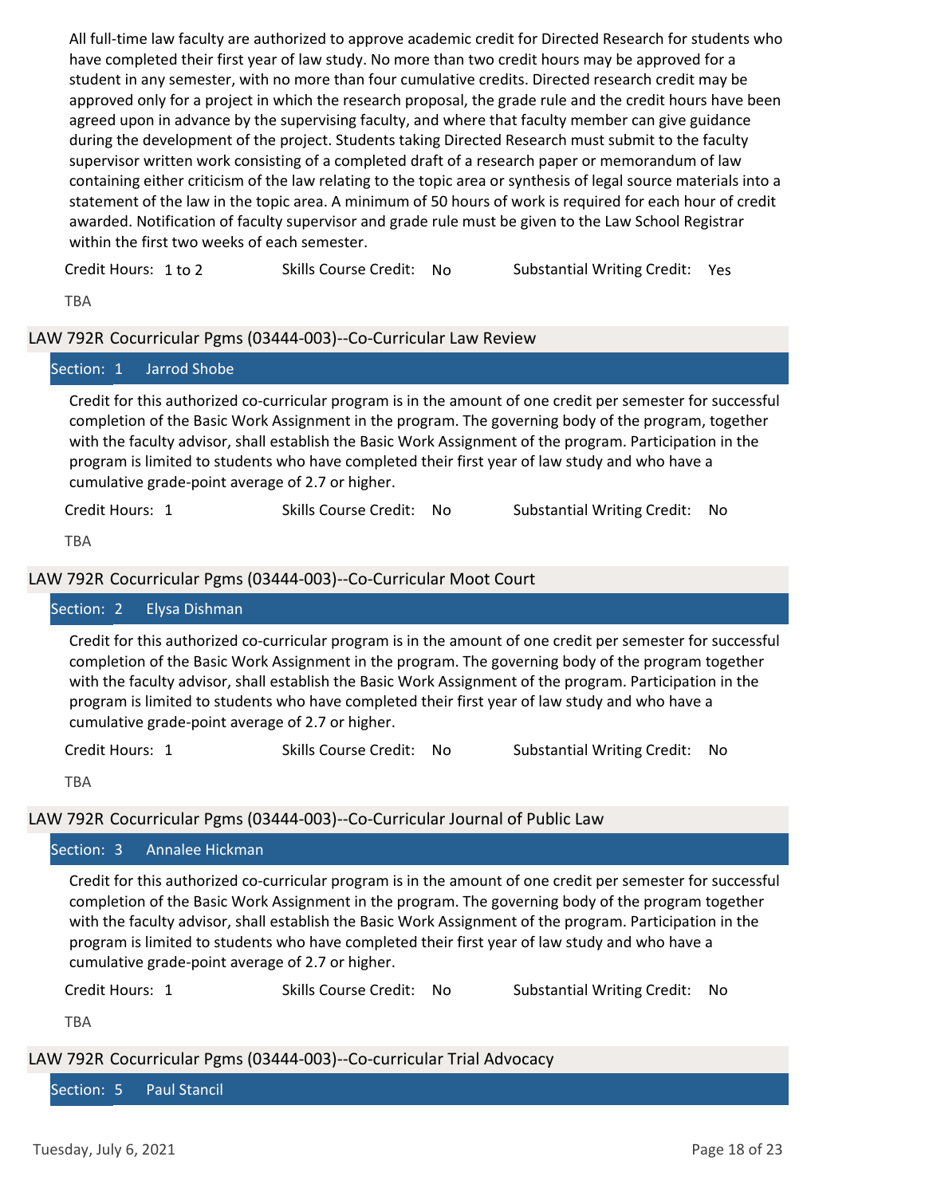All full-time law faculty are authorized to approve academic credit for Directed Research for students who have completed their first year of law study. No more than two credit hours may be approved for a student in any semester, with no more than four cumulative credits. Directed research credit may be approved only for a project in which the research proposal, the grade rule and the credit hours have been agreed upon in advance by the supervising faculty, and where that faculty member can give guidance during the development of the project. Students taking Directed Research must submit to the faculty supervisor written work consisting of a completed draft of a research paper or memorandum of law containing either criticism of the law relating to the topic area or synthesis of legal source materials into a statement of the law in the topic area. A minimum of 50 hours of work is required for each hour of credit awarded. Notification of faculty supervisor and grade rule must be given to the Law School Registrar within the first two weeks of each semester.

Credit Hours: 1 to 2 | Skills Course Credit: No | Substantial Writing Credit: Yes

TBA

## LAW 792R Cocurricular Pgms (03444-003)--Co-Curricular Law Review

**Section: 1 Jarrod Shobe**

Credit for this authorized co-curricular program is in the amount of one credit per semester for successful completion of the Basic Work Assignment in the program. The governing body of the program, together with the faculty advisor, shall establish the Basic Work Assignment of the program. Participation in the program is limited to students who have completed their first year of law study and who have a cumulative grade-point average of 2.7 or higher.

Credit Hours: 1 | Skills Course Credit: No | Substantial Writing Credit: No

TBA

## LAW 792R Cocurricular Pgms (03444-003)--Co-Curricular Moot Court

**Section: 2 Elysa Dishman**

Credit for this authorized co-curricular program is in the amount of one credit per semester for successful completion of the Basic Work Assignment in the program. The governing body of the program together with the faculty advisor, shall establish the Basic Work Assignment of the program. Participation in the program is limited to students who have completed their first year of law study and who have a cumulative grade-point average of 2.7 or higher.

Credit Hours: 1 | Skills Course Credit: No | Substantial Writing Credit: No

TBA

## LAW 792R Cocurricular Pgms (03444-003)--Co-Curricular Journal of Public Law

**Section: 3 Annalee Hickman**

Credit for this authorized co-curricular program is in the amount of one credit per semester for successful completion of the Basic Work Assignment in the program. The governing body of the program together with the faculty advisor, shall establish the Basic Work Assignment of the program. Participation in the program is limited to students who have completed their first year of law study and who have a cumulative grade-point average of 2.7 or higher.

Credit Hours: 1 | Skills Course Credit: No | Substantial Writing Credit: No

TBA

## LAW 792R Cocurricular Pgms (03444-003)--Co-curricular Trial Advocacy

**Section: 5 Paul Stancil**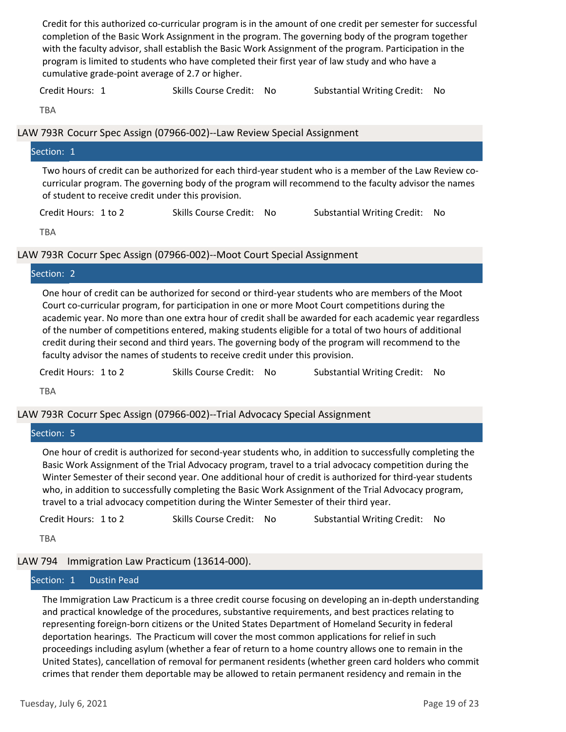Credit for this authorized co-curricular program is in the amount of one credit per semester for successful completion of the Basic Work Assignment in the program. The governing body of the program together with the faculty advisor, shall establish the Basic Work Assignment of the program. Participation in the program is limited to students who have completed their first year of law study and who have a cumulative grade-point average of 2.7 or higher.

Credit Hours: 1 | Skills Course Credit: No | Substantial Writing Credit: No

TBA

## LAW 793R Cocurr Spec Assign (07966-002)--Law Review Special Assignment

### Section: 1

Two hours of credit can be authorized for each third-year student who is a member of the Law Review co-curricular program. The governing body of the program will recommend to the faculty advisor the names of student to receive credit under this provision.

Credit Hours: 1 to 2 | Skills Course Credit: No | Substantial Writing Credit: No

TBA

## LAW 793R Cocurr Spec Assign (07966-002)--Moot Court Special Assignment

### Section: 2

One hour of credit can be authorized for second or third-year students who are members of the Moot Court co-curricular program, for participation in one or more Moot Court competitions during the academic year. No more than one extra hour of credit shall be awarded for each academic year regardless of the number of competitions entered, making students eligible for a total of two hours of additional credit during their second and third years. The governing body of the program will recommend to the faculty advisor the names of students to receive credit under this provision.

Credit Hours: 1 to 2 | Skills Course Credit: No | Substantial Writing Credit: No

TBA

## LAW 793R Cocurr Spec Assign (07966-002)--Trial Advocacy Special Assignment

### Section: 5

One hour of credit is authorized for second-year students who, in addition to successfully completing the Basic Work Assignment of the Trial Advocacy program, travel to a trial advocacy competition during the Winter Semester of their second year. One additional hour of credit is authorized for third-year students who, in addition to successfully completing the Basic Work Assignment of the Trial Advocacy program, travel to a trial advocacy competition during the Winter Semester of their third year.

Credit Hours: 1 to 2 | Skills Course Credit: No | Substantial Writing Credit: No

TBA

## LAW 794 Immigration Law Practicum (13614-000).

### Section: 1 Dustin Pead

The Immigration Law Practicum is a three credit course focusing on developing an in-depth understanding and practical knowledge of the procedures, substantive requirements, and best practices relating to representing foreign-born citizens or the United States Department of Homeland Security in federal deportation hearings. The Practicum will cover the most common applications for relief in such proceedings including asylum (whether a fear of return to a home country allows one to remain in the United States), cancellation of removal for permanent residents (whether green card holders who commit crimes that render them deportable may be allowed to retain permanent residency and remain in the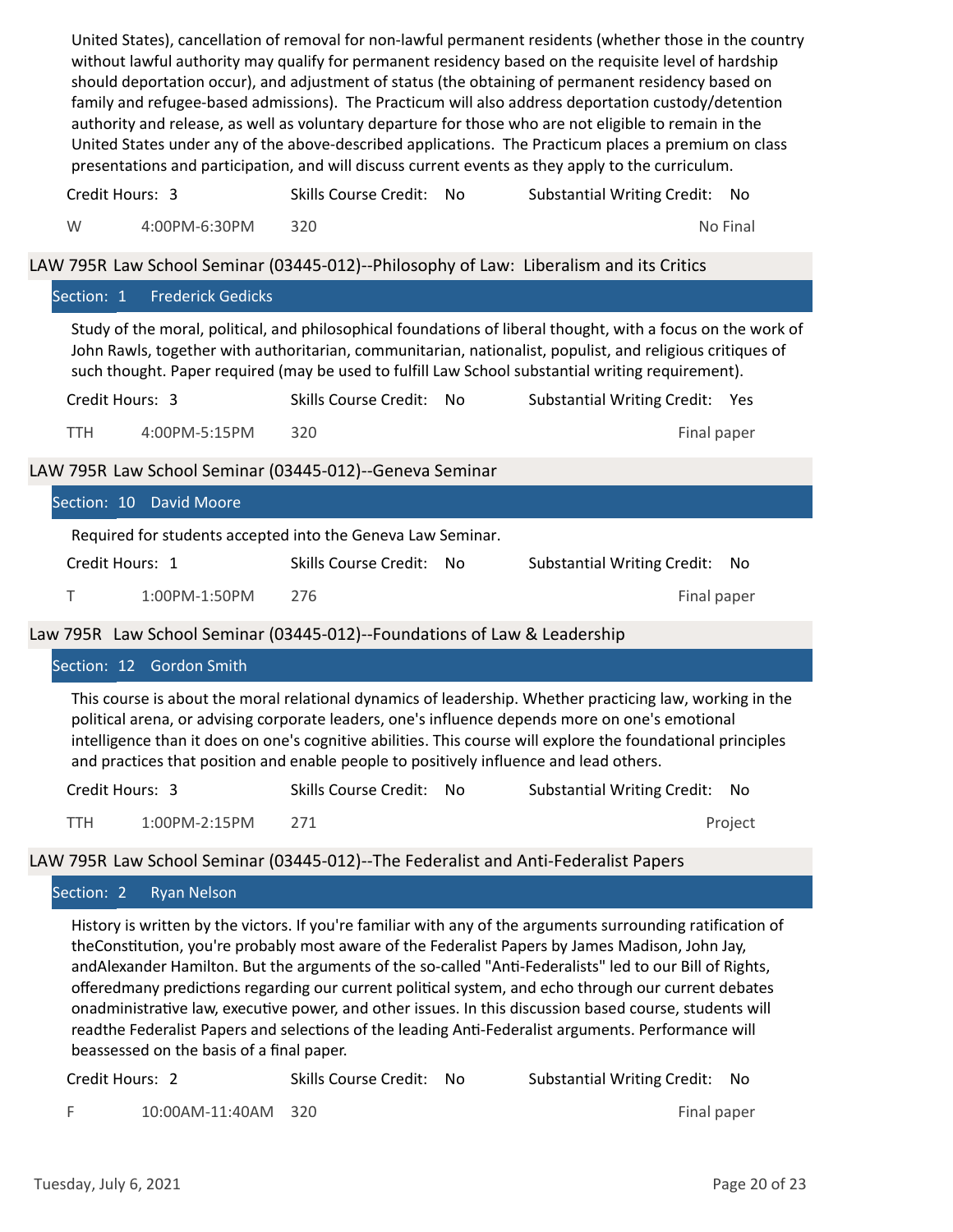United States), cancellation of removal for non-lawful permanent residents (whether those in the country without lawful authority may qualify for permanent residency based on the requisite level of hardship should deportation occur), and adjustment of status (the obtaining of permanent residency based on family and refugee-based admissions). The Practicum will also address deportation custody/detention authority and release, as well as voluntary departure for those who are not eligible to remain in the United States under any of the above-described applications. The Practicum places a premium on class presentations and participation, and will discuss current events as they apply to the curriculum.

Credit Hours: 3 | Skills Course Credit: No | Substantial Writing Credit: No

W 4:00PM-6:30PM 320 — No Final

## LAW 795R Law School Seminar (03445-012)--Philosophy of Law: Liberalism and its Critics

### Section: 1 Frederick Gedicks

Study of the moral, political, and philosophical foundations of liberal thought, with a focus on the work of John Rawls, together with authoritarian, communitarian, nationalist, populist, and religious critiques of such thought. Paper required (may be used to fulfill Law School substantial writing requirement).

Credit Hours: 3 | Skills Course Credit: No | Substantial Writing Credit: Yes

TTH 4:00PM-5:15PM 320 — Final paper

## LAW 795R Law School Seminar (03445-012)--Geneva Seminar

### Section: 10 David Moore

Required for students accepted into the Geneva Law Seminar.

Credit Hours: 1 | Skills Course Credit: No | Substantial Writing Credit: No

T 1:00PM-1:50PM 276 — Final paper

## Law 795R Law School Seminar (03445-012)--Foundations of Law & Leadership

### Section: 12 Gordon Smith

This course is about the moral relational dynamics of leadership. Whether practicing law, working in the political arena, or advising corporate leaders, one's influence depends more on one's emotional intelligence than it does on one's cognitive abilities. This course will explore the foundational principles and practices that position and enable people to positively influence and lead others.

Credit Hours: 3 | Skills Course Credit: No | Substantial Writing Credit: No

TTH 1:00PM-2:15PM 271 — Project

## LAW 795R Law School Seminar (03445-012)--The Federalist and Anti-Federalist Papers

### Section: 2 Ryan Nelson

History is written by the victors. If you're familiar with any of the arguments surrounding ratification of theConstitution, you're probably most aware of the Federalist Papers by James Madison, John Jay, andAlexander Hamilton. But the arguments of the so-called "Anti-Federalists" led to our Bill of Rights, offeredmany predictions regarding our current political system, and echo through our current debates onadministrative law, executive power, and other issues. In this discussion based course, students will readthe Federalist Papers and selections of the leading Anti-Federalist arguments. Performance will beassessed on the basis of a final paper.

Credit Hours: 2 | Skills Course Credit: No | Substantial Writing Credit: No

F 10:00AM-11:40AM 320 — Final paper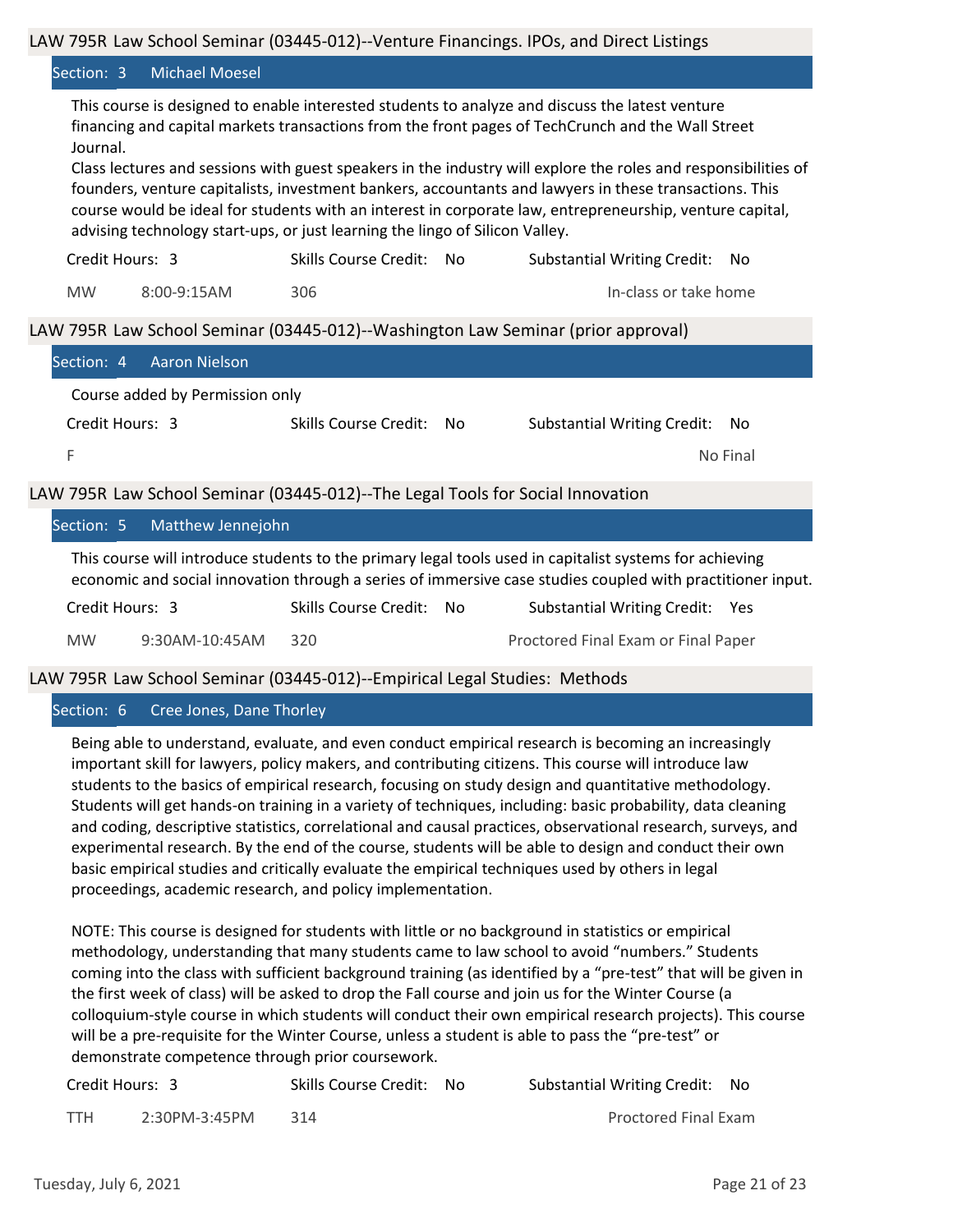## LAW 795R Law School Seminar (03445-012)--Venture Financings. IPOs, and Direct Listings

### Section: 3 Michael Moesel

This course is designed to enable interested students to analyze and discuss the latest venture financing and capital markets transactions from the front pages of TechCrunch and the Wall Street Journal.

Class lectures and sessions with guest speakers in the industry will explore the roles and responsibilities of founders, venture capitalists, investment bankers, accountants and lawyers in these transactions. This course would be ideal for students with an interest in corporate law, entrepreneurship, venture capital, advising technology start-ups, or just learning the lingo of Silicon Valley.

Credit Hours: 3 | Skills Course Credit: No | Substantial Writing Credit: No

MW 8:00-9:15AM 306 | In-class or take home

## LAW 795R Law School Seminar (03445-012)--Washington Law Seminar (prior approval)

### Section: 4 Aaron Nielson

Course added by Permission only

Credit Hours: 3 | Skills Course Credit: No | Substantial Writing Credit: No

F | No Final

## LAW 795R Law School Seminar (03445-012)--The Legal Tools for Social Innovation

### Section: 5 Matthew Jennejohn

This course will introduce students to the primary legal tools used in capitalist systems for achieving economic and social innovation through a series of immersive case studies coupled with practitioner input.

Credit Hours: 3 | Skills Course Credit: No | Substantial Writing Credit: Yes

MW 9:30AM-10:45AM 320 | Proctored Final Exam or Final Paper

## LAW 795R Law School Seminar (03445-012)--Empirical Legal Studies: Methods

### Section: 6 Cree Jones, Dane Thorley

Being able to understand, evaluate, and even conduct empirical research is becoming an increasingly important skill for lawyers, policy makers, and contributing citizens. This course will introduce law students to the basics of empirical research, focusing on study design and quantitative methodology. Students will get hands-on training in a variety of techniques, including: basic probability, data cleaning and coding, descriptive statistics, correlational and causal practices, observational research, surveys, and experimental research. By the end of the course, students will be able to design and conduct their own basic empirical studies and critically evaluate the empirical techniques used by others in legal proceedings, academic research, and policy implementation.

NOTE: This course is designed for students with little or no background in statistics or empirical methodology, understanding that many students came to law school to avoid "numbers." Students coming into the class with sufficient background training (as identified by a "pre-test" that will be given in the first week of class) will be asked to drop the Fall course and join us for the Winter Course (a colloquium-style course in which students will conduct their own empirical research projects). This course will be a pre-requisite for the Winter Course, unless a student is able to pass the "pre-test" or demonstrate competence through prior coursework.

Credit Hours: 3 | Skills Course Credit: No | Substantial Writing Credit: No

TTH 2:30PM-3:45PM 314 | Proctored Final Exam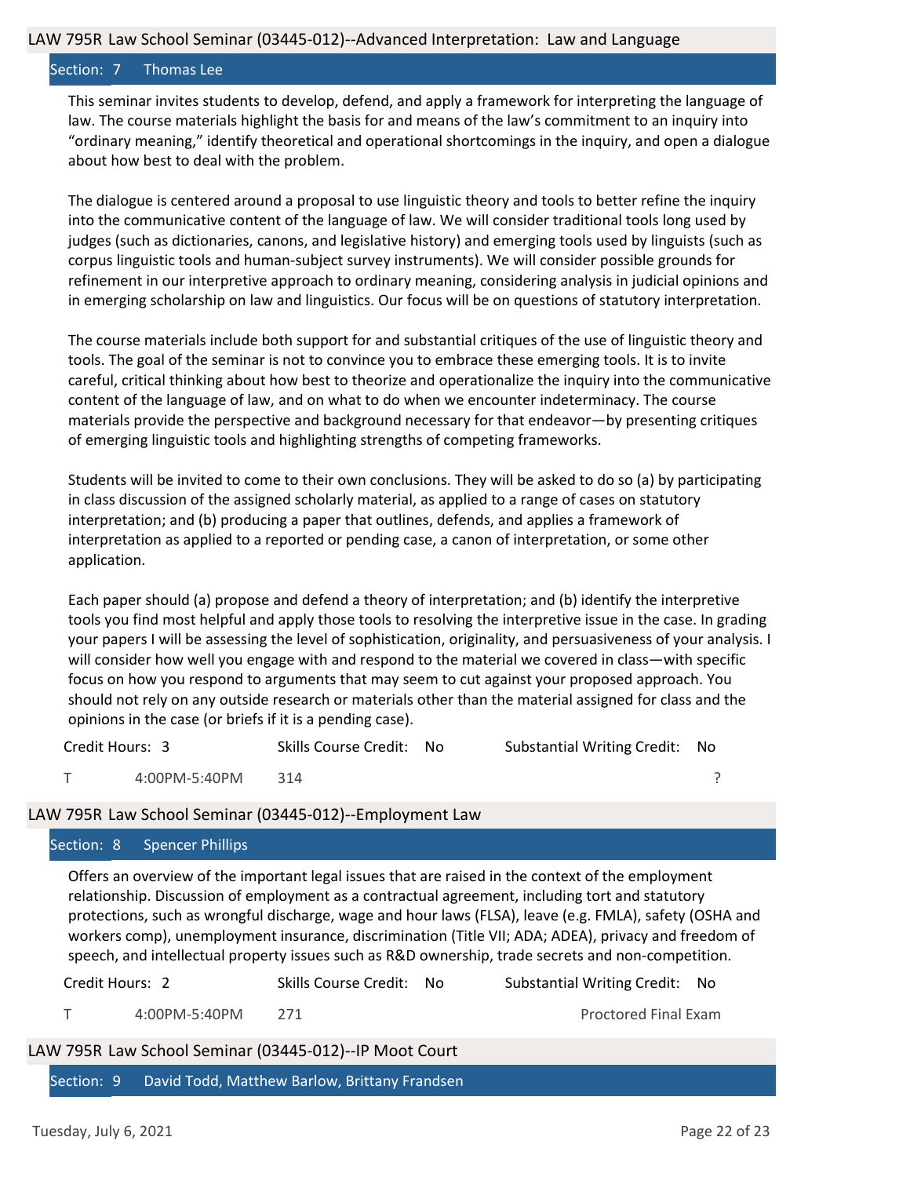## LAW 795R Law School Seminar (03445-012)--Advanced Interpretation: Law and Language

### Section: 7 Thomas Lee

This seminar invites students to develop, defend, and apply a framework for interpreting the language of law. The course materials highlight the basis for and means of the law's commitment to an inquiry into "ordinary meaning," identify theoretical and operational shortcomings in the inquiry, and open a dialogue about how best to deal with the problem.

The dialogue is centered around a proposal to use linguistic theory and tools to better refine the inquiry into the communicative content of the language of law. We will consider traditional tools long used by judges (such as dictionaries, canons, and legislative history) and emerging tools used by linguists (such as corpus linguistic tools and human-subject survey instruments). We will consider possible grounds for refinement in our interpretive approach to ordinary meaning, considering analysis in judicial opinions and in emerging scholarship on law and linguistics. Our focus will be on questions of statutory interpretation.

The course materials include both support for and substantial critiques of the use of linguistic theory and tools. The goal of the seminar is not to convince you to embrace these emerging tools. It is to invite careful, critical thinking about how best to theorize and operationalize the inquiry into the communicative content of the language of law, and on what to do when we encounter indeterminacy. The course materials provide the perspective and background necessary for that endeavor—by presenting critiques of emerging linguistic tools and highlighting strengths of competing frameworks.

Students will be invited to come to their own conclusions. They will be asked to do so (a) by participating in class discussion of the assigned scholarly material, as applied to a range of cases on statutory interpretation; and (b) producing a paper that outlines, defends, and applies a framework of interpretation as applied to a reported or pending case, a canon of interpretation, or some other application.

Each paper should (a) propose and defend a theory of interpretation; and (b) identify the interpretive tools you find most helpful and apply those tools to resolving the interpretive issue in the case. In grading your papers I will be assessing the level of sophistication, originality, and persuasiveness of your analysis. I will consider how well you engage with and respond to the material we covered in class—with specific focus on how you respond to arguments that may seem to cut against your proposed approach. You should not rely on any outside research or materials other than the material assigned for class and the opinions in the case (or briefs if it is a pending case).

| Credit Hours: 3 | | Skills Course Credit: No | Substantial Writing Credit: No |
|---|---|---|---|
| T | 4:00PM-5:40PM | 314 | ? |

## LAW 795R Law School Seminar (03445-012)--Employment Law

### Section: 8 Spencer Phillips

Offers an overview of the important legal issues that are raised in the context of the employment relationship. Discussion of employment as a contractual agreement, including tort and statutory protections, such as wrongful discharge, wage and hour laws (FLSA), leave (e.g. FMLA), safety (OSHA and workers comp), unemployment insurance, discrimination (Title VII; ADA; ADEA), privacy and freedom of speech, and intellectual property issues such as R&D ownership, trade secrets and non-competition.

| Credit Hours: 2 | | Skills Course Credit: No | Substantial Writing Credit: No |
|---|---|---|---|
| T | 4:00PM-5:40PM | 271 | Proctored Final Exam |

## LAW 795R Law School Seminar (03445-012)--IP Moot Court

### Section: 9 David Todd, Matthew Barlow, Brittany Frandsen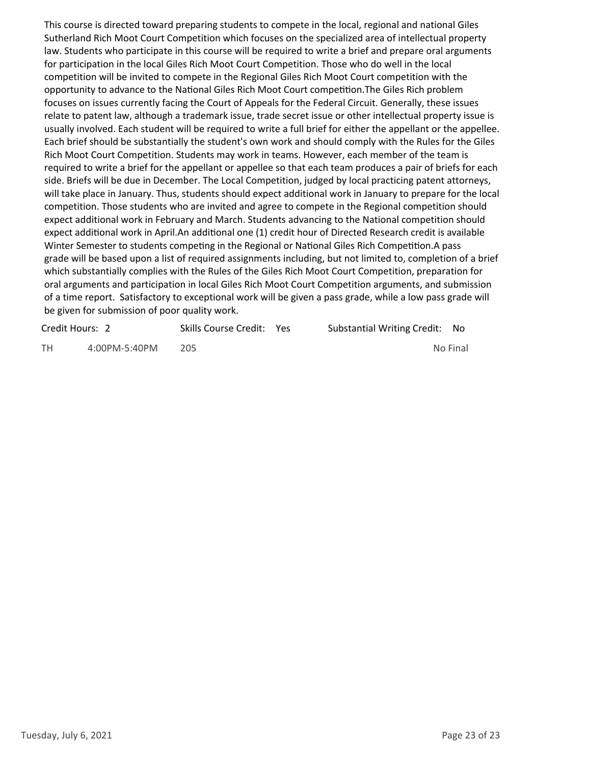This course is directed toward preparing students to compete in the local, regional and national Giles Sutherland Rich Moot Court Competition which focuses on the specialized area of intellectual property law. Students who participate in this course will be required to write a brief and prepare oral arguments for participation in the local Giles Rich Moot Court Competition. Those who do well in the local competition will be invited to compete in the Regional Giles Rich Moot Court competition with the opportunity to advance to the National Giles Rich Moot Court competition.The Giles Rich problem focuses on issues currently facing the Court of Appeals for the Federal Circuit. Generally, these issues relate to patent law, although a trademark issue, trade secret issue or other intellectual property issue is usually involved. Each student will be required to write a full brief for either the appellant or the appellee. Each brief should be substantially the student's own work and should comply with the Rules for the Giles Rich Moot Court Competition. Students may work in teams. However, each member of the team is required to write a brief for the appellant or appellee so that each team produces a pair of briefs for each side. Briefs will be due in December. The Local Competition, judged by local practicing patent attorneys, will take place in January. Thus, students should expect additional work in January to prepare for the local competition. Those students who are invited and agree to compete in the Regional competition should expect additional work in February and March. Students advancing to the National competition should expect additional work in April.An additional one (1) credit hour of Directed Research credit is available Winter Semester to students competing in the Regional or National Giles Rich Competition.A pass grade will be based upon a list of required assignments including, but not limited to, completion of a brief which substantially complies with the Rules of the Giles Rich Moot Court Competition, preparation for oral arguments and participation in local Giles Rich Moot Court Competition arguments, and submission of a time report. Satisfactory to exceptional work will be given a pass grade, while a low pass grade will be given for submission of poor quality work.

Credit Hours: 2 | Skills Course Credit: Yes | Substantial Writing Credit: No

TH 4:00PM-5:40PM 205 No Final